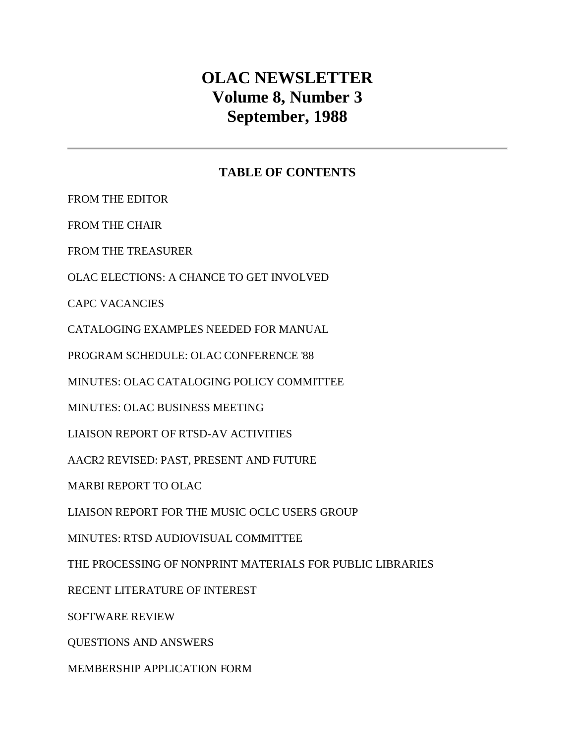# OLAC NEWSLETTER
# Volume 8, Number 3
# September, 1988

---

## TABLE OF CONTENTS

FROM THE EDITOR

FROM THE CHAIR

FROM THE TREASURER

OLAC ELECTIONS: A CHANCE TO GET INVOLVED

CAPC VACANCIES

CATALOGING EXAMPLES NEEDED FOR MANUAL

PROGRAM SCHEDULE: OLAC CONFERENCE '88

MINUTES: OLAC CATALOGING POLICY COMMITTEE

MINUTES: OLAC BUSINESS MEETING

LIAISON REPORT OF RTSD-AV ACTIVITIES

AACR2 REVISED: PAST, PRESENT AND FUTURE

MARBI REPORT TO OLAC

LIAISON REPORT FOR THE MUSIC OCLC USERS GROUP

MINUTES: RTSD AUDIOVISUAL COMMITTEE

THE PROCESSING OF NONPRINT MATERIALS FOR PUBLIC LIBRARIES

RECENT LITERATURE OF INTEREST

SOFTWARE REVIEW

QUESTIONS AND ANSWERS

MEMBERSHIP APPLICATION FORM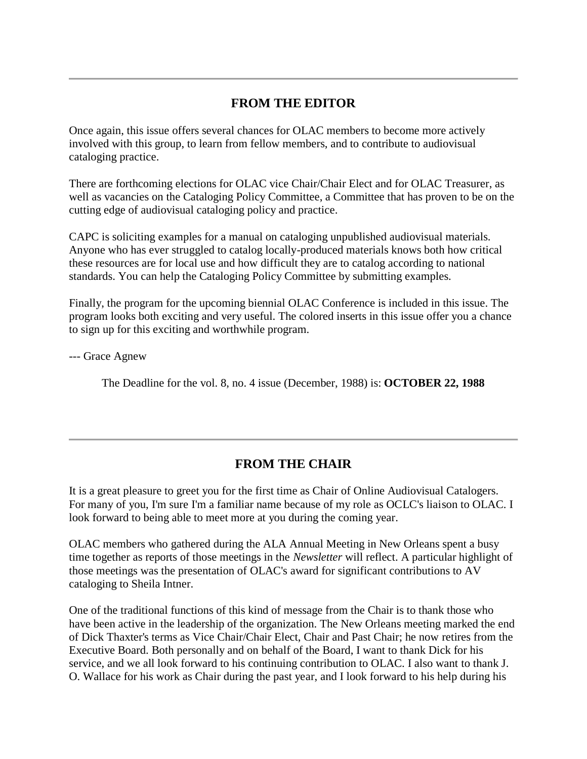---

## FROM THE EDITOR

Once again, this issue offers several chances for OLAC members to become more actively involved with this group, to learn from fellow members, and to contribute to audiovisual cataloging practice.

There are forthcoming elections for OLAC vice Chair/Chair Elect and for OLAC Treasurer, as well as vacancies on the Cataloging Policy Committee, a Committee that has proven to be on the cutting edge of audiovisual cataloging policy and practice.

CAPC is soliciting examples for a manual on cataloging unpublished audiovisual materials. Anyone who has ever struggled to catalog locally-produced materials knows both how critical these resources are for local use and how difficult they are to catalog according to national standards. You can help the Cataloging Policy Committee by submitting examples.

Finally, the program for the upcoming biennial OLAC Conference is included in this issue. The program looks both exciting and very useful. The colored inserts in this issue offer you a chance to sign up for this exciting and worthwhile program.

--- Grace Agnew

The Deadline for the vol. 8, no. 4 issue (December, 1988) is: **OCTOBER 22, 1988**

---

## FROM THE CHAIR

It is a great pleasure to greet you for the first time as Chair of Online Audiovisual Catalogers. For many of you, I'm sure I'm a familiar name because of my role as OCLC's liaison to OLAC. I look forward to being able to meet more at you during the coming year.

OLAC members who gathered during the ALA Annual Meeting in New Orleans spent a busy time together as reports of those meetings in the *Newsletter* will reflect. A particular highlight of those meetings was the presentation of OLAC's award for significant contributions to AV cataloging to Sheila Intner.

One of the traditional functions of this kind of message from the Chair is to thank those who have been active in the leadership of the organization. The New Orleans meeting marked the end of Dick Thaxter's terms as Vice Chair/Chair Elect, Chair and Past Chair; he now retires from the Executive Board. Both personally and on behalf of the Board, I want to thank Dick for his service, and we all look forward to his continuing contribution to OLAC. I also want to thank J. O. Wallace for his work as Chair during the past year, and I look forward to his help during his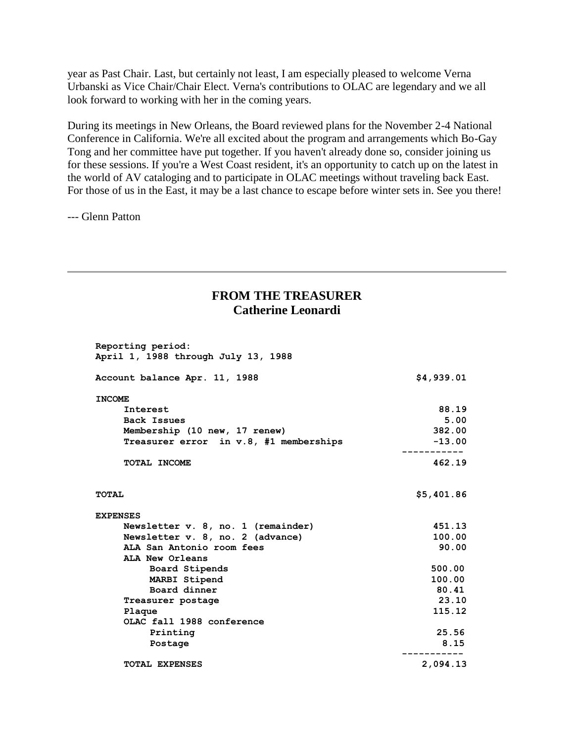year as Past Chair. Last, but certainly not least, I am especially pleased to welcome Verna Urbanski as Vice Chair/Chair Elect. Verna's contributions to OLAC are legendary and we all look forward to working with her in the coming years.

During its meetings in New Orleans, the Board reviewed plans for the November 2-4 National Conference in California. We're all excited about the program and arrangements which Bo-Gay Tong and her committee have put together. If you haven't already done so, consider joining us for these sessions. If you're a West Coast resident, it's an opportunity to catch up on the latest in the world of AV cataloging and to participate in OLAC meetings without traveling back East. For those of us in the East, it may be a last chance to escape before winter sets in. See you there!

--- Glenn Patton

---

## FROM THE TREASURER
### Catherine Leonardi

```
Reporting period:
April 1, 1988 through July 13, 1988

Account balance Apr. 11, 1988                          $4,939.01

INCOME
     Interest                                              88.19
     Back Issues                                            5.00
     Membership (10 new, 17 renew)                        382.00
     Treasurer error  in v.8, #1 memberships              -13.00
                                                     -----------
     TOTAL INCOME                                         462.19


TOTAL                                                  $5,401.86

EXPENSES
     Newsletter v. 8, no. 1 (remainder)                   451.13
     Newsletter v. 8, no. 2 (advance)                     100.00
     ALA San Antonio room fees                             90.00
     ALA New Orleans
          Board Stipends                                 500.00
          MARBI Stipend                                  100.00
          Board dinner                                    80.41
     Treasurer postage                                     23.10
     Plaque                                               115.12
     OLAC fall 1988 conference
          Printing                                        25.56
          Postage                                          8.15
                                                     -----------
     TOTAL EXPENSES                                     2,094.13
```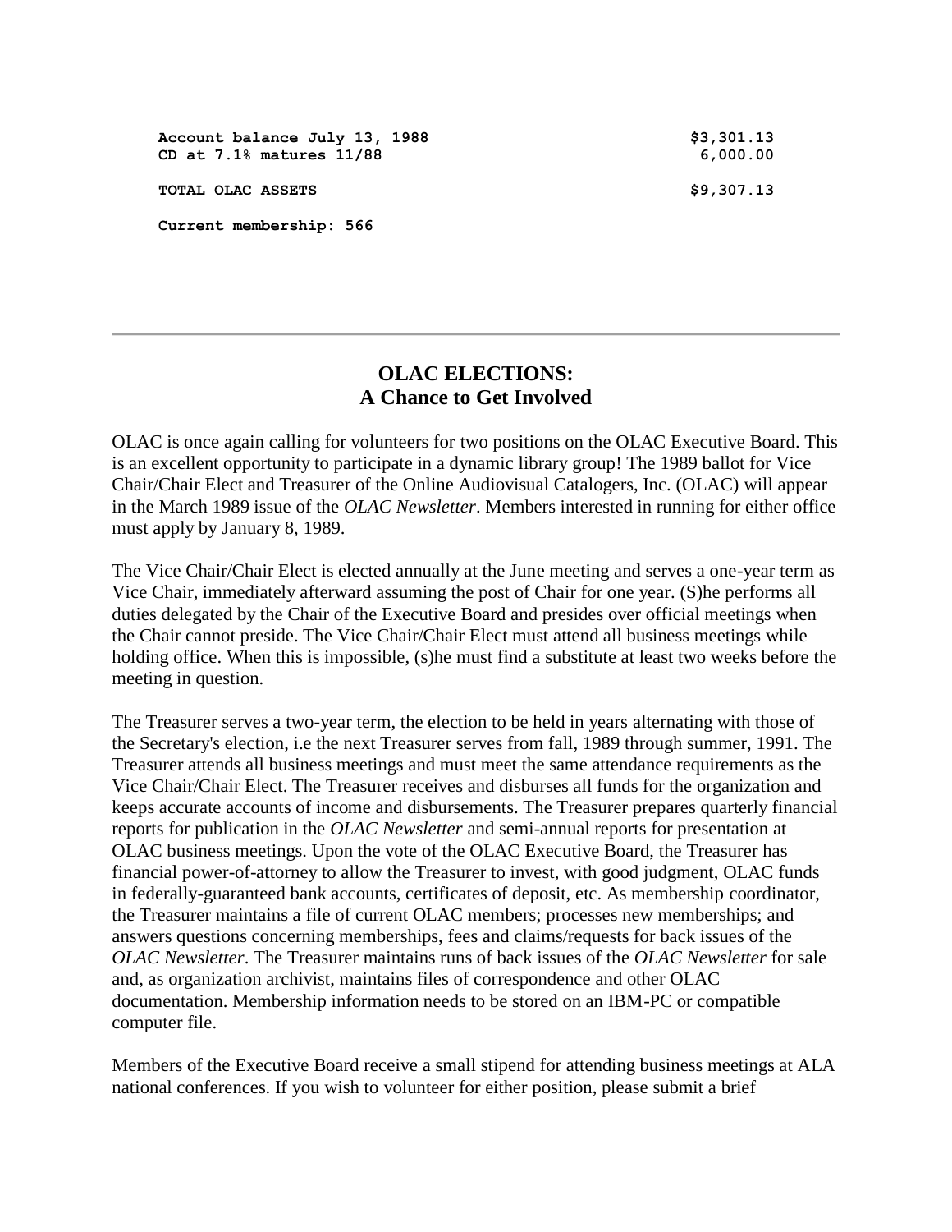| | |
|---|---|
| **Account balance July 13, 1988** | **$3,301.13** |
| **CD at 7.1% matures 11/88** | **6,000.00** |
| **TOTAL OLAC ASSETS** | **$9,307.13** |

**Current membership: 566**

---

## OLAC ELECTIONS: A Chance to Get Involved

OLAC is once again calling for volunteers for two positions on the OLAC Executive Board. This is an excellent opportunity to participate in a dynamic library group! The 1989 ballot for Vice Chair/Chair Elect and Treasurer of the Online Audiovisual Catalogers, Inc. (OLAC) will appear in the March 1989 issue of the *OLAC Newsletter*. Members interested in running for either office must apply by January 8, 1989.

The Vice Chair/Chair Elect is elected annually at the June meeting and serves a one-year term as Vice Chair, immediately afterward assuming the post of Chair for one year. (S)he performs all duties delegated by the Chair of the Executive Board and presides over official meetings when the Chair cannot preside. The Vice Chair/Chair Elect must attend all business meetings while holding office. When this is impossible, (s)he must find a substitute at least two weeks before the meeting in question.

The Treasurer serves a two-year term, the election to be held in years alternating with those of the Secretary's election, i.e the next Treasurer serves from fall, 1989 through summer, 1991. The Treasurer attends all business meetings and must meet the same attendance requirements as the Vice Chair/Chair Elect. The Treasurer receives and disburses all funds for the organization and keeps accurate accounts of income and disbursements. The Treasurer prepares quarterly financial reports for publication in the *OLAC Newsletter* and semi-annual reports for presentation at OLAC business meetings. Upon the vote of the OLAC Executive Board, the Treasurer has financial power-of-attorney to allow the Treasurer to invest, with good judgment, OLAC funds in federally-guaranteed bank accounts, certificates of deposit, etc. As membership coordinator, the Treasurer maintains a file of current OLAC members; processes new memberships; and answers questions concerning memberships, fees and claims/requests for back issues of the *OLAC Newsletter*. The Treasurer maintains runs of back issues of the *OLAC Newsletter* for sale and, as organization archivist, maintains files of correspondence and other OLAC documentation. Membership information needs to be stored on an IBM-PC or compatible computer file.

Members of the Executive Board receive a small stipend for attending business meetings at ALA national conferences. If you wish to volunteer for either position, please submit a brief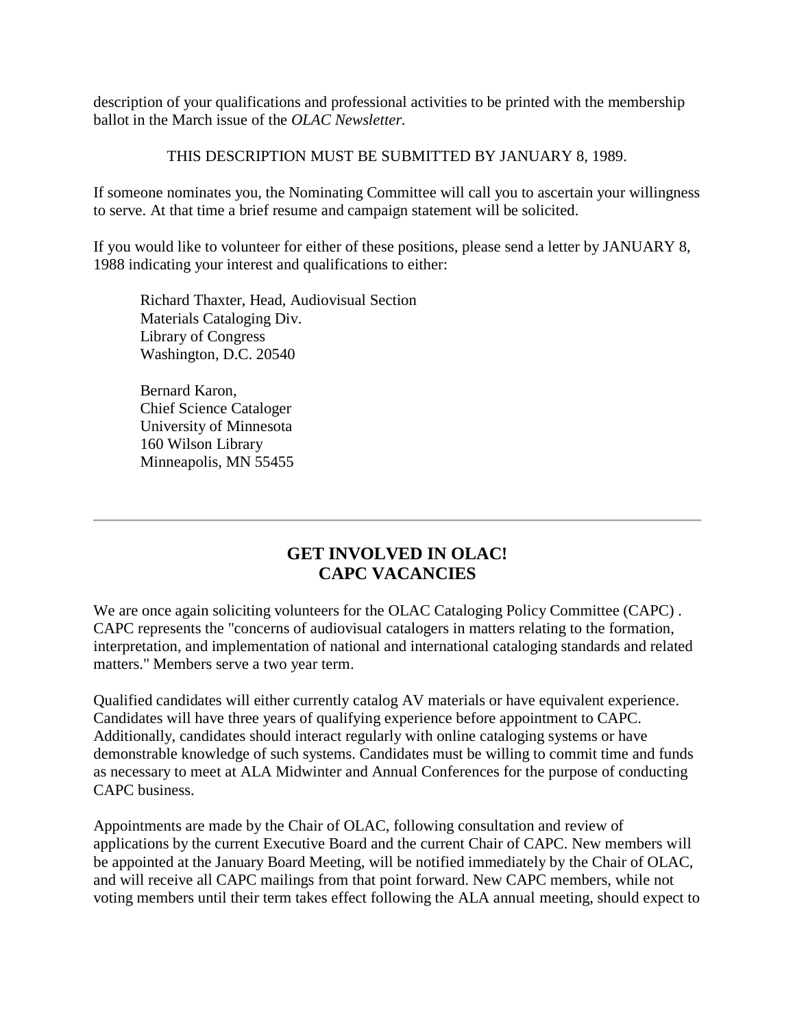description of your qualifications and professional activities to be printed with the membership ballot in the March issue of the *OLAC Newsletter.*

THIS DESCRIPTION MUST BE SUBMITTED BY JANUARY 8, 1989.

If someone nominates you, the Nominating Committee will call you to ascertain your willingness to serve. At that time a brief resume and campaign statement will be solicited.

If you would like to volunteer for either of these positions, please send a letter by JANUARY 8, 1988 indicating your interest and qualifications to either:

Richard Thaxter, Head, Audiovisual Section
Materials Cataloging Div.
Library of Congress
Washington, D.C. 20540

Bernard Karon,
Chief Science Cataloger
University of Minnesota
160 Wilson Library
Minneapolis, MN 55455

---

## GET INVOLVED IN OLAC!
## CAPC VACANCIES

We are once again soliciting volunteers for the OLAC Cataloging Policy Committee (CAPC) . CAPC represents the "concerns of audiovisual catalogers in matters relating to the formation, interpretation, and implementation of national and international cataloging standards and related matters." Members serve a two year term.

Qualified candidates will either currently catalog AV materials or have equivalent experience. Candidates will have three years of qualifying experience before appointment to CAPC. Additionally, candidates should interact regularly with online cataloging systems or have demonstrable knowledge of such systems. Candidates must be willing to commit time and funds as necessary to meet at ALA Midwinter and Annual Conferences for the purpose of conducting CAPC business.

Appointments are made by the Chair of OLAC, following consultation and review of applications by the current Executive Board and the current Chair of CAPC. New members will be appointed at the January Board Meeting, will be notified immediately by the Chair of OLAC, and will receive all CAPC mailings from that point forward. New CAPC members, while not voting members until their term takes effect following the ALA annual meeting, should expect to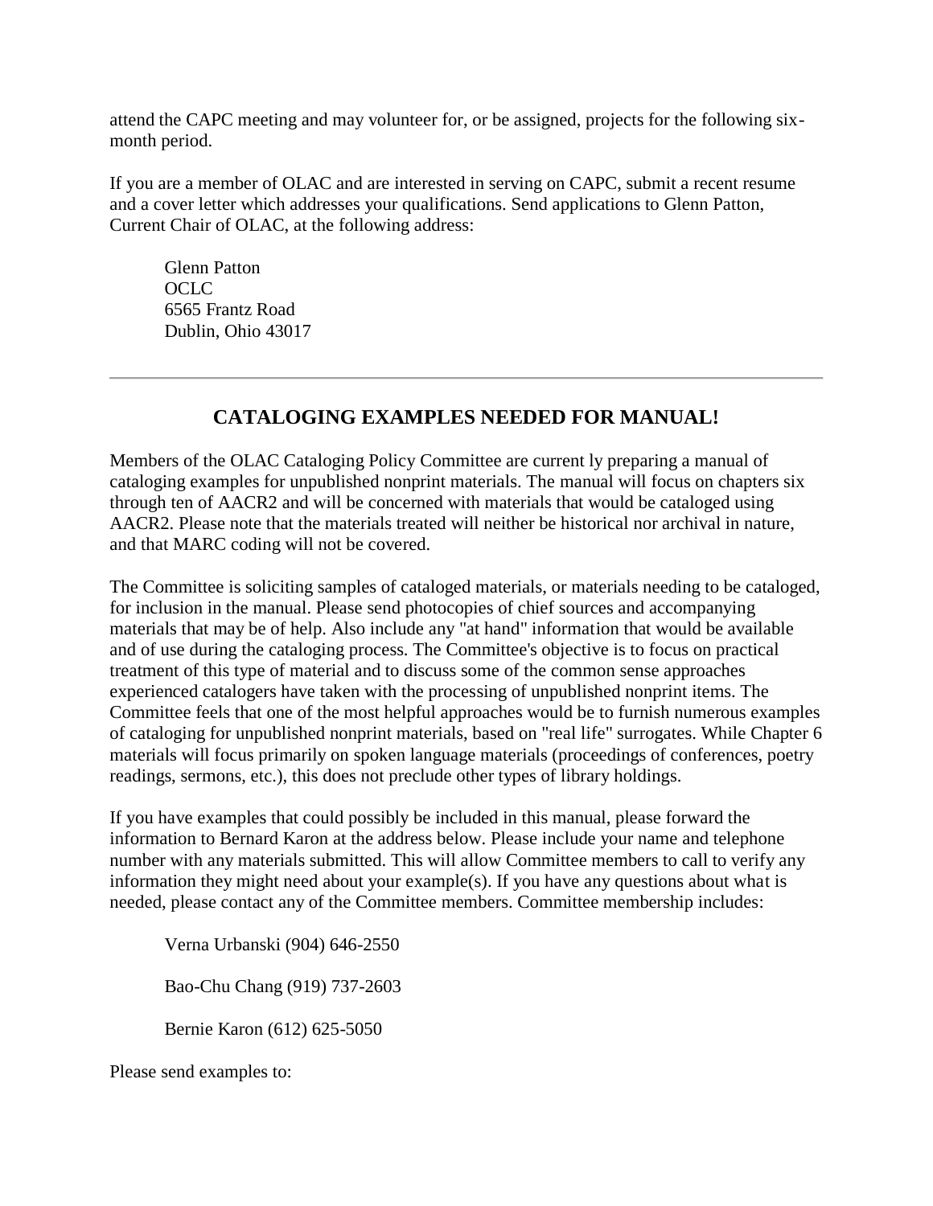attend the CAPC meeting and may volunteer for, or be assigned, projects for the following six-month period.

If you are a member of OLAC and are interested in serving on CAPC, submit a recent resume and a cover letter which addresses your qualifications. Send applications to Glenn Patton, Current Chair of OLAC, at the following address:

> Glenn Patton
> OCLC
> 6565 Frantz Road
> Dublin, Ohio 43017

---

## CATALOGING EXAMPLES NEEDED FOR MANUAL!

Members of the OLAC Cataloging Policy Committee are current ly preparing a manual of cataloging examples for unpublished nonprint materials. The manual will focus on chapters six through ten of AACR2 and will be concerned with materials that would be cataloged using AACR2. Please note that the materials treated will neither be historical nor archival in nature, and that MARC coding will not be covered.

The Committee is soliciting samples of cataloged materials, or materials needing to be cataloged, for inclusion in the manual. Please send photocopies of chief sources and accompanying materials that may be of help. Also include any "at hand" information that would be available and of use during the cataloging process. The Committee's objective is to focus on practical treatment of this type of material and to discuss some of the common sense approaches experienced catalogers have taken with the processing of unpublished nonprint items. The Committee feels that one of the most helpful approaches would be to furnish numerous examples of cataloging for unpublished nonprint materials, based on "real life" surrogates. While Chapter 6 materials will focus primarily on spoken language materials (proceedings of conferences, poetry readings, sermons, etc.), this does not preclude other types of library holdings.

If you have examples that could possibly be included in this manual, please forward the information to Bernard Karon at the address below. Please include your name and telephone number with any materials submitted. This will allow Committee members to call to verify any information they might need about your example(s). If you have any questions about what is needed, please contact any of the Committee members. Committee membership includes:

> Verna Urbanski (904) 646-2550
>
> Bao-Chu Chang (919) 737-2603
>
> Bernie Karon (612) 625-5050

Please send examples to: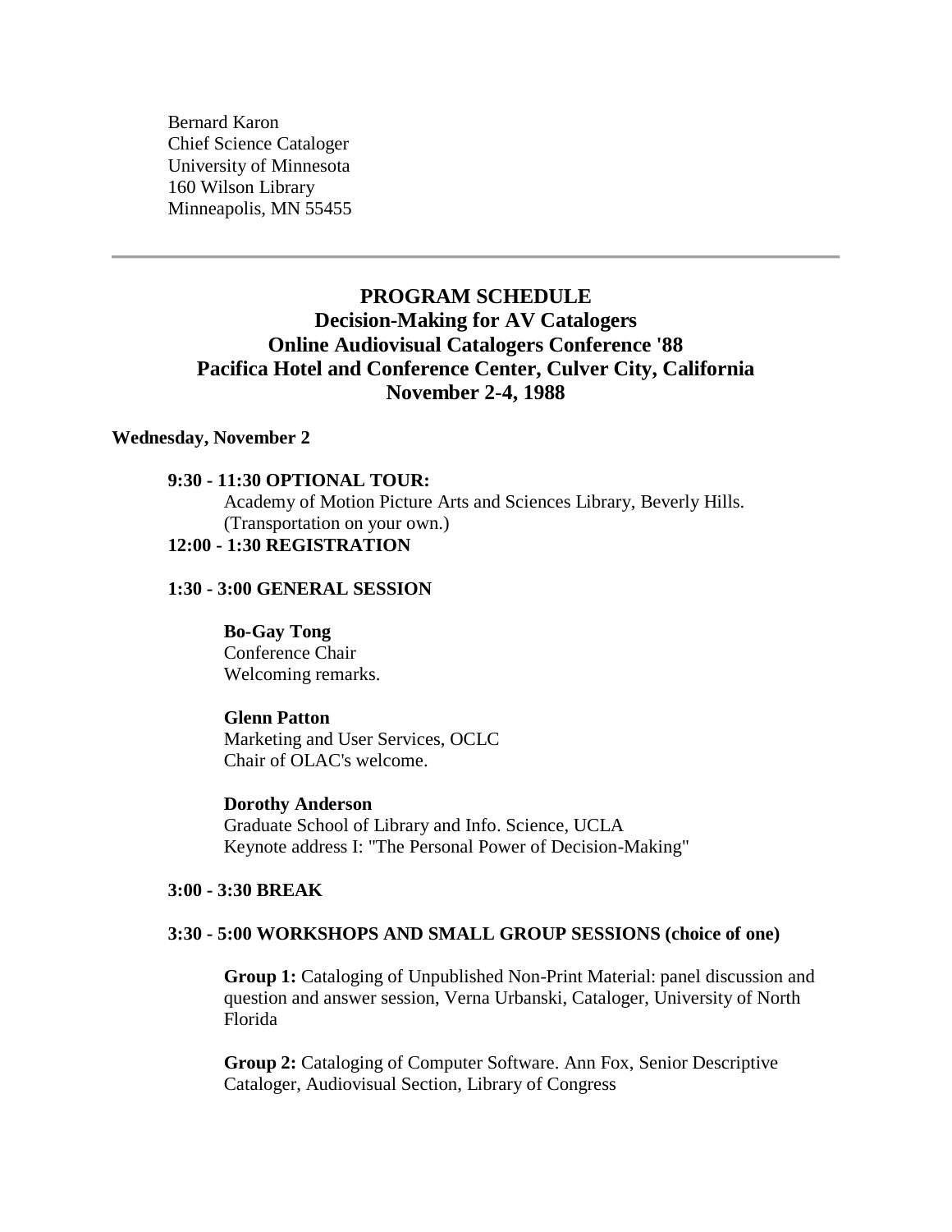Bernard Karon
Chief Science Cataloger
University of Minnesota
160 Wilson Library
Minneapolis, MN 55455

---

## PROGRAM SCHEDULE
## Decision-Making for AV Catalogers
## Online Audiovisual Catalogers Conference '88
## Pacifica Hotel and Conference Center, Culver City, California
## November 2-4, 1988

**Wednesday, November 2**

**9:30 - 11:30 OPTIONAL TOUR:**
Academy of Motion Picture Arts and Sciences Library, Beverly Hills.
(Transportation on your own.)

**12:00 - 1:30 REGISTRATION**

**1:30 - 3:00 GENERAL SESSION**

**Bo-Gay Tong**
Conference Chair
Welcoming remarks.

**Glenn Patton**
Marketing and User Services, OCLC
Chair of OLAC's welcome.

**Dorothy Anderson**
Graduate School of Library and Info. Science, UCLA
Keynote address I: "The Personal Power of Decision-Making"

**3:00 - 3:30 BREAK**

**3:30 - 5:00 WORKSHOPS AND SMALL GROUP SESSIONS (choice of one)**

**Group 1:** Cataloging of Unpublished Non-Print Material: panel discussion and question and answer session, Verna Urbanski, Cataloger, University of North Florida

**Group 2:** Cataloging of Computer Software. Ann Fox, Senior Descriptive Cataloger, Audiovisual Section, Library of Congress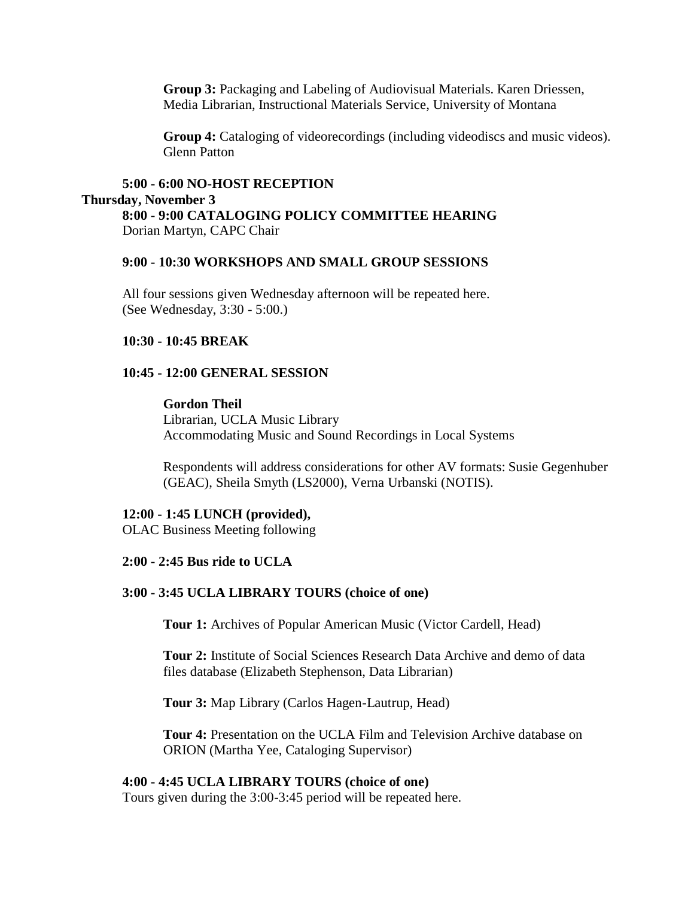**Group 3:** Packaging and Labeling of Audiovisual Materials. Karen Driessen, Media Librarian, Instructional Materials Service, University of Montana

**Group 4:** Cataloging of videorecordings (including videodiscs and music videos). Glenn Patton

**5:00 - 6:00 NO-HOST RECEPTION**

**Thursday, November 3**

**8:00 - 9:00 CATALOGING POLICY COMMITTEE HEARING**
Dorian Martyn, CAPC Chair

**9:00 - 10:30 WORKSHOPS AND SMALL GROUP SESSIONS**

All four sessions given Wednesday afternoon will be repeated here. (See Wednesday, 3:30 - 5:00.)

**10:30 - 10:45 BREAK**

**10:45 - 12:00 GENERAL SESSION**

**Gordon Theil**
Librarian, UCLA Music Library
Accommodating Music and Sound Recordings in Local Systems

Respondents will address considerations for other AV formats: Susie Gegenhuber (GEAC), Sheila Smyth (LS2000), Verna Urbanski (NOTIS).

**12:00 - 1:45 LUNCH (provided),**
OLAC Business Meeting following

**2:00 - 2:45 Bus ride to UCLA**

**3:00 - 3:45 UCLA LIBRARY TOURS (choice of one)**

**Tour 1:** Archives of Popular American Music (Victor Cardell, Head)

**Tour 2:** Institute of Social Sciences Research Data Archive and demo of data files database (Elizabeth Stephenson, Data Librarian)

**Tour 3:** Map Library (Carlos Hagen-Lautrup, Head)

**Tour 4:** Presentation on the UCLA Film and Television Archive database on ORION (Martha Yee, Cataloging Supervisor)

**4:00 - 4:45 UCLA LIBRARY TOURS (choice of one)**
Tours given during the 3:00-3:45 period will be repeated here.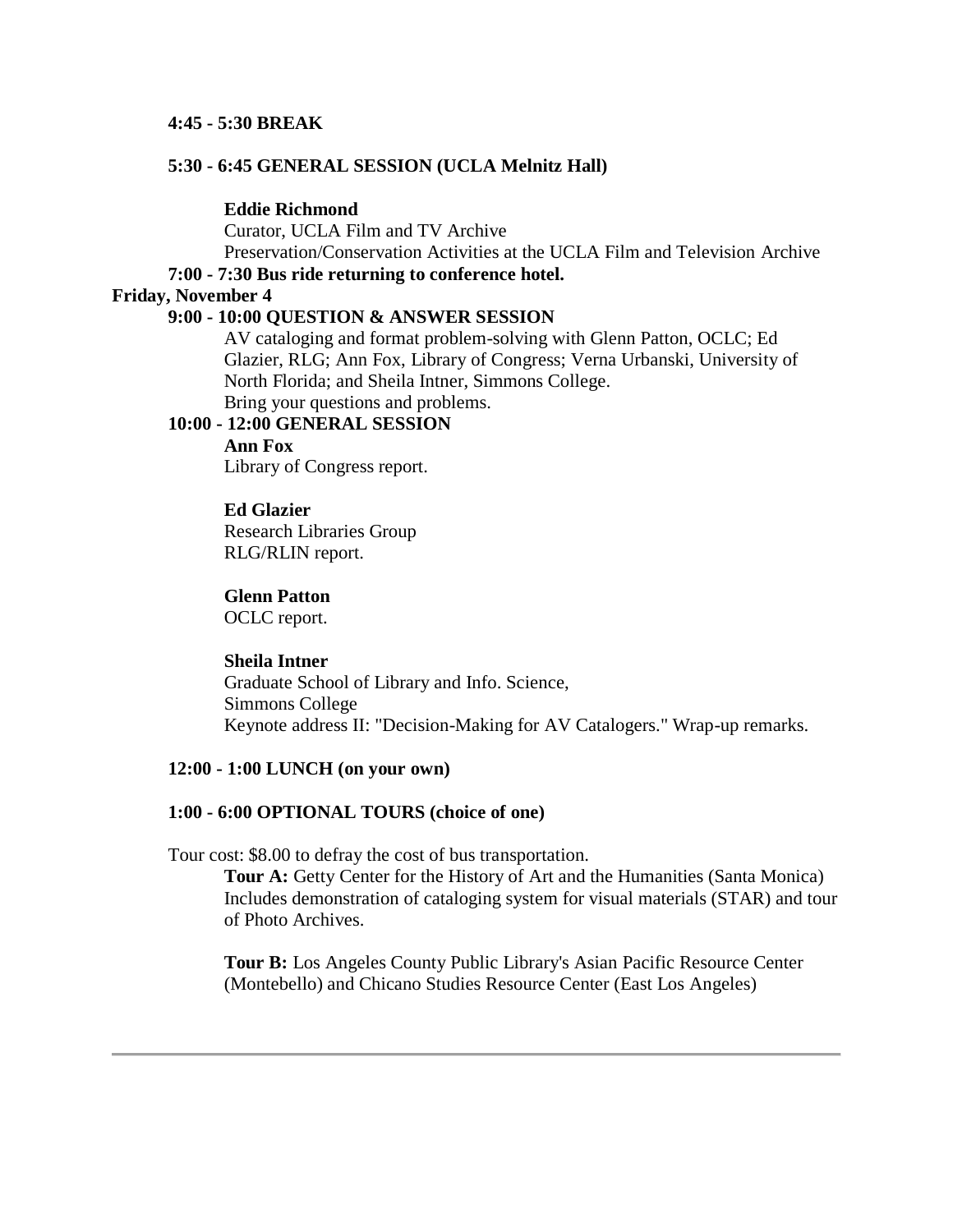**4:45 - 5:30 BREAK**

**5:30 - 6:45 GENERAL SESSION (UCLA Melnitz Hall)**

**Eddie Richmond**
Curator, UCLA Film and TV Archive
Preservation/Conservation Activities at the UCLA Film and Television Archive

**7:00 - 7:30 Bus ride returning to conference hotel.**

**Friday, November 4**

**9:00 - 10:00 QUESTION & ANSWER SESSION**

AV cataloging and format problem-solving with Glenn Patton, OCLC; Ed Glazier, RLG; Ann Fox, Library of Congress; Verna Urbanski, University of North Florida; and Sheila Intner, Simmons College.
Bring your questions and problems.

**10:00 - 12:00 GENERAL SESSION**

**Ann Fox**
Library of Congress report.

**Ed Glazier**
Research Libraries Group
RLG/RLIN report.

**Glenn Patton**
OCLC report.

**Sheila Intner**
Graduate School of Library and Info. Science,
Simmons College
Keynote address II: "Decision-Making for AV Catalogers." Wrap-up remarks.

**12:00 - 1:00 LUNCH (on your own)**

**1:00 - 6:00 OPTIONAL TOURS (choice of one)**

Tour cost: $8.00 to defray the cost of bus transportation.

**Tour A:** Getty Center for the History of Art and the Humanities (Santa Monica) Includes demonstration of cataloging system for visual materials (STAR) and tour of Photo Archives.

**Tour B:** Los Angeles County Public Library's Asian Pacific Resource Center (Montebello) and Chicano Studies Resource Center (East Los Angeles)

---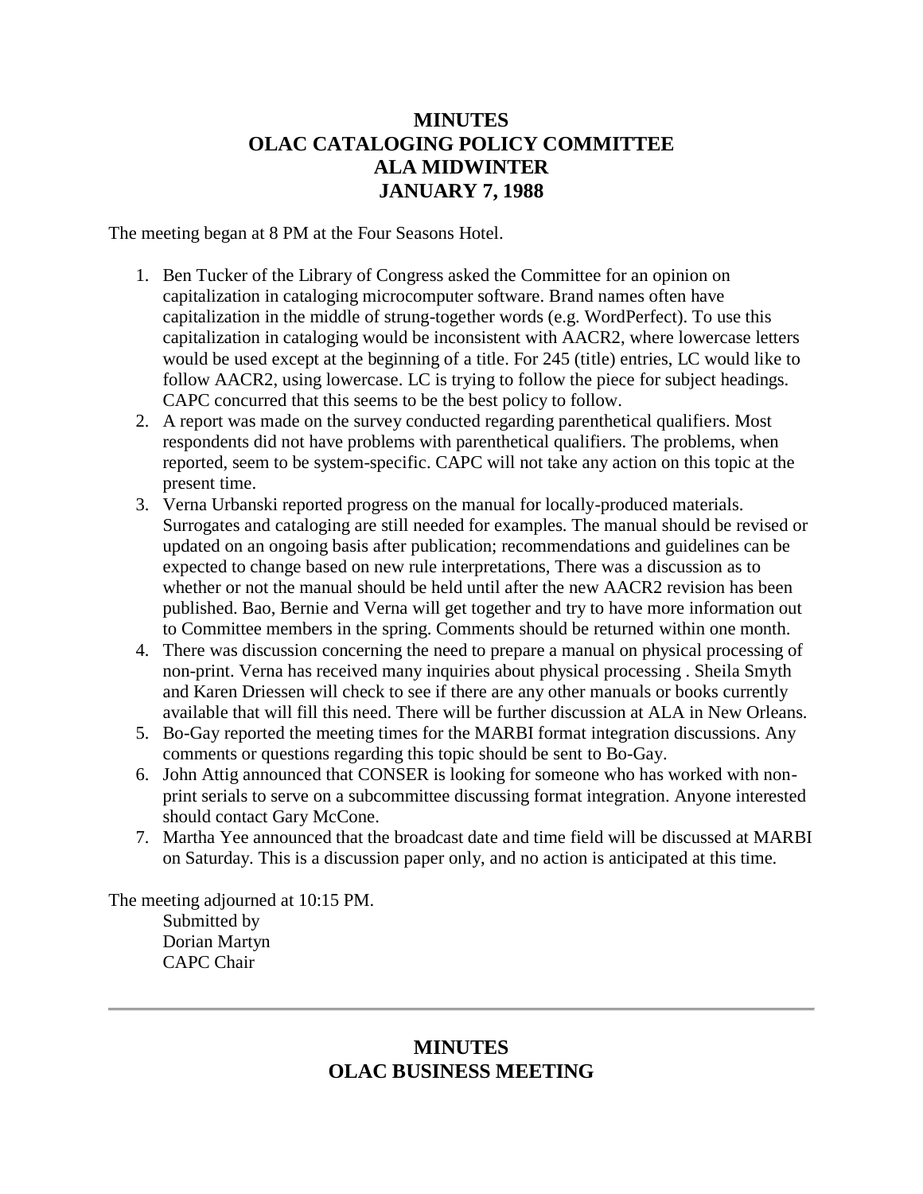# MINUTES
# OLAC CATALOGING POLICY COMMITTEE
# ALA MIDWINTER
# JANUARY 7, 1988

The meeting began at 8 PM at the Four Seasons Hotel.

1. Ben Tucker of the Library of Congress asked the Committee for an opinion on capitalization in cataloging microcomputer software. Brand names often have capitalization in the middle of strung-together words (e.g. WordPerfect). To use this capitalization in cataloging would be inconsistent with AACR2, where lowercase letters would be used except at the beginning of a title. For 245 (title) entries, LC would like to follow AACR2, using lowercase. LC is trying to follow the piece for subject headings. CAPC concurred that this seems to be the best policy to follow.
2. A report was made on the survey conducted regarding parenthetical qualifiers. Most respondents did not have problems with parenthetical qualifiers. The problems, when reported, seem to be system-specific. CAPC will not take any action on this topic at the present time.
3. Verna Urbanski reported progress on the manual for locally-produced materials. Surrogates and cataloging are still needed for examples. The manual should be revised or updated on an ongoing basis after publication; recommendations and guidelines can be expected to change based on new rule interpretations, There was a discussion as to whether or not the manual should be held until after the new AACR2 revision has been published. Bao, Bernie and Verna will get together and try to have more information out to Committee members in the spring. Comments should be returned within one month.
4. There was discussion concerning the need to prepare a manual on physical processing of non-print. Verna has received many inquiries about physical processing . Sheila Smyth and Karen Driessen will check to see if there are any other manuals or books currently available that will fill this need. There will be further discussion at ALA in New Orleans.
5. Bo-Gay reported the meeting times for the MARBI format integration discussions. Any comments or questions regarding this topic should be sent to Bo-Gay.
6. John Attig announced that CONSER is looking for someone who has worked with non-print serials to serve on a subcommittee discussing format integration. Anyone interested should contact Gary McCone.
7. Martha Yee announced that the broadcast date and time field will be discussed at MARBI on Saturday. This is a discussion paper only, and no action is anticipated at this time.

The meeting adjourned at 10:15 PM.

Submitted by
Dorian Martyn
CAPC Chair

---

# MINUTES
# OLAC BUSINESS MEETING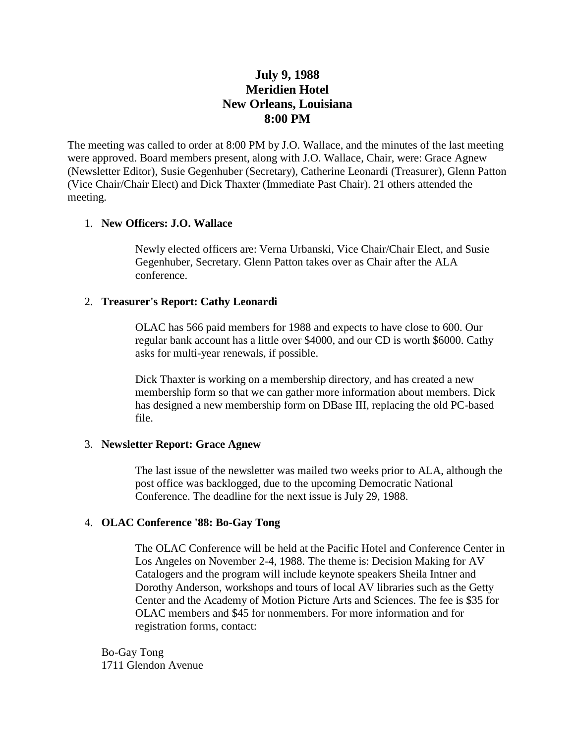**July 9, 1988**
**Meridien Hotel**
**New Orleans, Louisiana**
**8:00 PM**

The meeting was called to order at 8:00 PM by J.O. Wallace, and the minutes of the last meeting were approved. Board members present, along with J.O. Wallace, Chair, were: Grace Agnew (Newsletter Editor), Susie Gegenhuber (Secretary), Catherine Leonardi (Treasurer), Glenn Patton (Vice Chair/Chair Elect) and Dick Thaxter (Immediate Past Chair). 21 others attended the meeting.

1. **New Officers: J.O. Wallace**

   Newly elected officers are: Verna Urbanski, Vice Chair/Chair Elect, and Susie Gegenhuber, Secretary. Glenn Patton takes over as Chair after the ALA conference.

2. **Treasurer's Report: Cathy Leonardi**

   OLAC has 566 paid members for 1988 and expects to have close to 600. Our regular bank account has a little over $4000, and our CD is worth $6000. Cathy asks for multi-year renewals, if possible.

   Dick Thaxter is working on a membership directory, and has created a new membership form so that we can gather more information about members. Dick has designed a new membership form on DBase III, replacing the old PC-based file.

3. **Newsletter Report: Grace Agnew**

   The last issue of the newsletter was mailed two weeks prior to ALA, although the post office was backlogged, due to the upcoming Democratic National Conference. The deadline for the next issue is July 29, 1988.

4. **OLAC Conference '88: Bo-Gay Tong**

   The OLAC Conference will be held at the Pacific Hotel and Conference Center in Los Angeles on November 2-4, 1988. The theme is: Decision Making for AV Catalogers and the program will include keynote speakers Sheila Intner and Dorothy Anderson, workshops and tours of local AV libraries such as the Getty Center and the Academy of Motion Picture Arts and Sciences. The fee is $35 for OLAC members and $45 for nonmembers. For more information and for registration forms, contact:

Bo-Gay Tong
1711 Glendon Avenue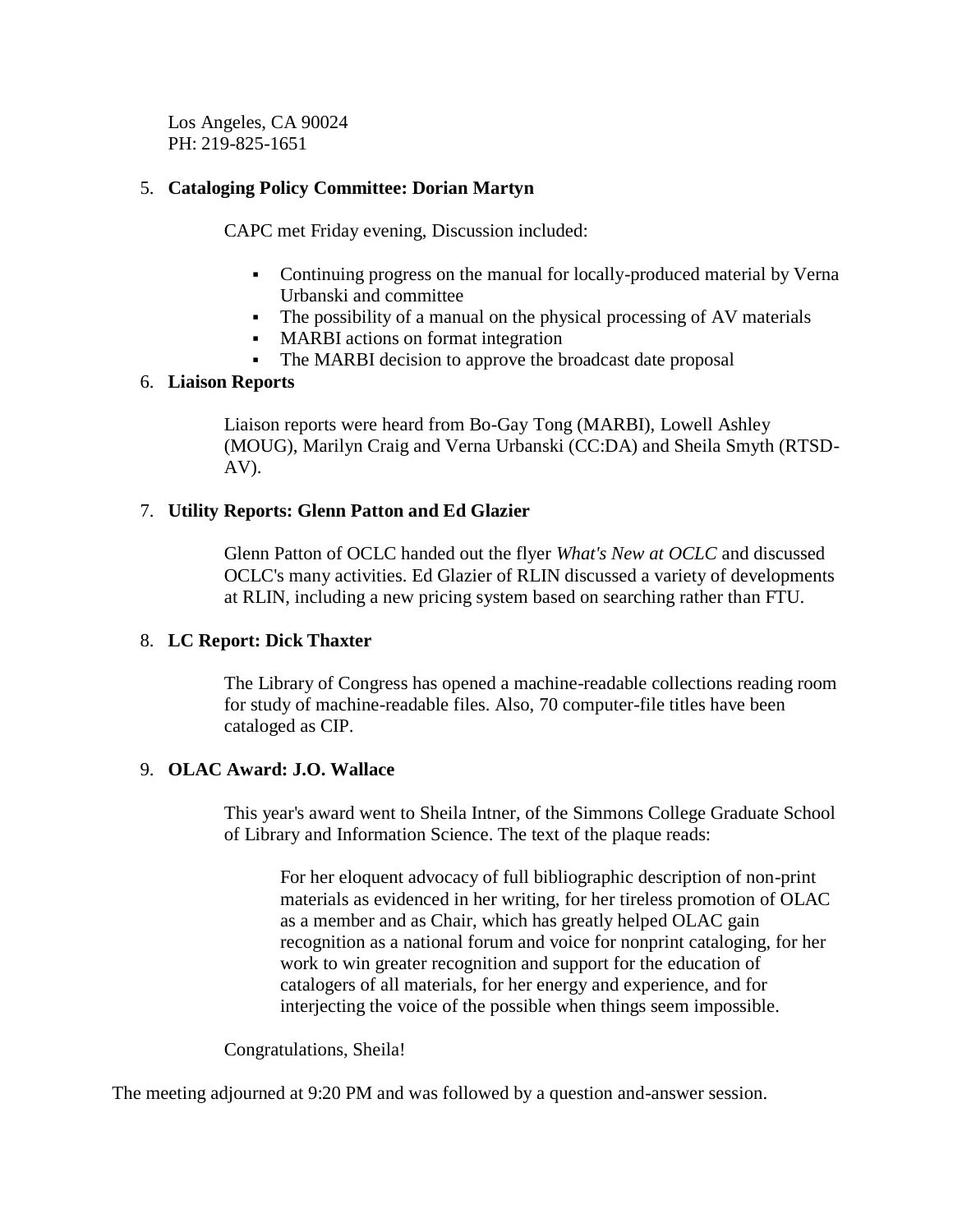Los Angeles, CA 90024
PH: 219-825-1651

5. **Cataloging Policy Committee: Dorian Martyn**

   CAPC met Friday evening, Discussion included:

   - Continuing progress on the manual for locally-produced material by Verna Urbanski and committee
   - The possibility of a manual on the physical processing of AV materials
   - MARBI actions on format integration
   - The MARBI decision to approve the broadcast date proposal

6. **Liaison Reports**

   Liaison reports were heard from Bo-Gay Tong (MARBI), Lowell Ashley (MOUG), Marilyn Craig and Verna Urbanski (CC:DA) and Sheila Smyth (RTSD-AV).

7. **Utility Reports: Glenn Patton and Ed Glazier**

   Glenn Patton of OCLC handed out the flyer *What's New at OCLC* and discussed OCLC's many activities. Ed Glazier of RLIN discussed a variety of developments at RLIN, including a new pricing system based on searching rather than FTU.

8. **LC Report: Dick Thaxter**

   The Library of Congress has opened a machine-readable collections reading room for study of machine-readable files. Also, 70 computer-file titles have been cataloged as CIP.

9. **OLAC Award: J.O. Wallace**

   This year's award went to Sheila Intner, of the Simmons College Graduate School of Library and Information Science. The text of the plaque reads:

   > For her eloquent advocacy of full bibliographic description of non-print materials as evidenced in her writing, for her tireless promotion of OLAC as a member and as Chair, which has greatly helped OLAC gain recognition as a national forum and voice for nonprint cataloging, for her work to win greater recognition and support for the education of catalogers of all materials, for her energy and experience, and for interjecting the voice of the possible when things seem impossible.

   Congratulations, Sheila!

The meeting adjourned at 9:20 PM and was followed by a question and-answer session.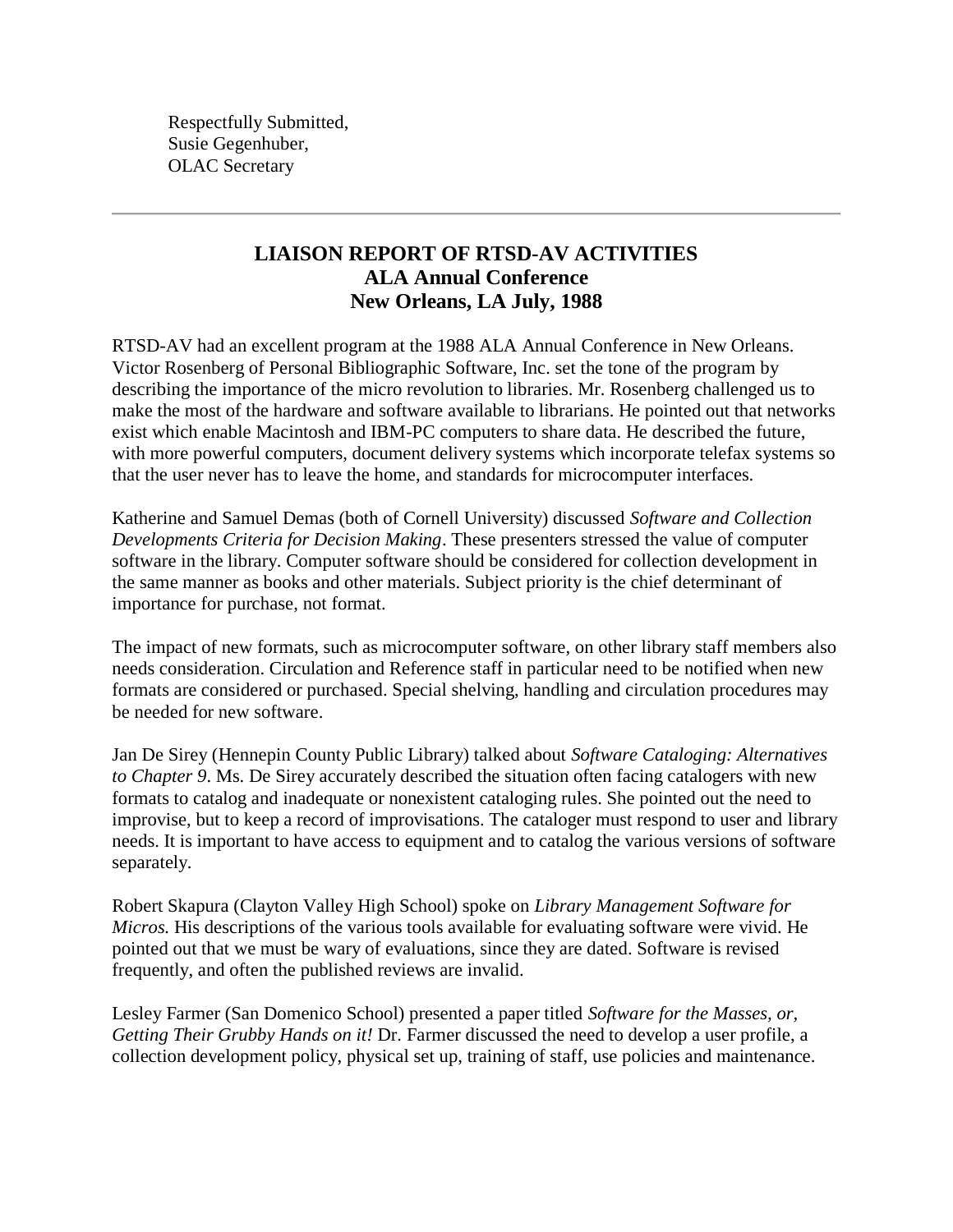Respectfully Submitted,
Susie Gegenhuber,
OLAC Secretary

---

## LIAISON REPORT OF RTSD-AV ACTIVITIES
## ALA Annual Conference
## New Orleans, LA July, 1988

RTSD-AV had an excellent program at the 1988 ALA Annual Conference in New Orleans. Victor Rosenberg of Personal Bibliographic Software, Inc. set the tone of the program by describing the importance of the micro revolution to libraries. Mr. Rosenberg challenged us to make the most of the hardware and software available to librarians. He pointed out that networks exist which enable Macintosh and IBM-PC computers to share data. He described the future, with more powerful computers, document delivery systems which incorporate telefax systems so that the user never has to leave the home, and standards for microcomputer interfaces.

Katherine and Samuel Demas (both of Cornell University) discussed *Software and Collection Developments Criteria for Decision Making*. These presenters stressed the value of computer software in the library. Computer software should be considered for collection development in the same manner as books and other materials. Subject priority is the chief determinant of importance for purchase, not format.

The impact of new formats, such as microcomputer software, on other library staff members also needs consideration. Circulation and Reference staff in particular need to be notified when new formats are considered or purchased. Special shelving, handling and circulation procedures may be needed for new software.

Jan De Sirey (Hennepin County Public Library) talked about *Software Cataloging: Alternatives to Chapter 9*. Ms. De Sirey accurately described the situation often facing catalogers with new formats to catalog and inadequate or nonexistent cataloging rules. She pointed out the need to improvise, but to keep a record of improvisations. The cataloger must respond to user and library needs. It is important to have access to equipment and to catalog the various versions of software separately.

Robert Skapura (Clayton Valley High School) spoke on *Library Management Software for Micros.* His descriptions of the various tools available for evaluating software were vivid. He pointed out that we must be wary of evaluations, since they are dated. Software is revised frequently, and often the published reviews are invalid.

Lesley Farmer (San Domenico School) presented a paper titled *Software for the Masses, or, Getting Their Grubby Hands on it!* Dr. Farmer discussed the need to develop a user profile, a collection development policy, physical set up, training of staff, use policies and maintenance.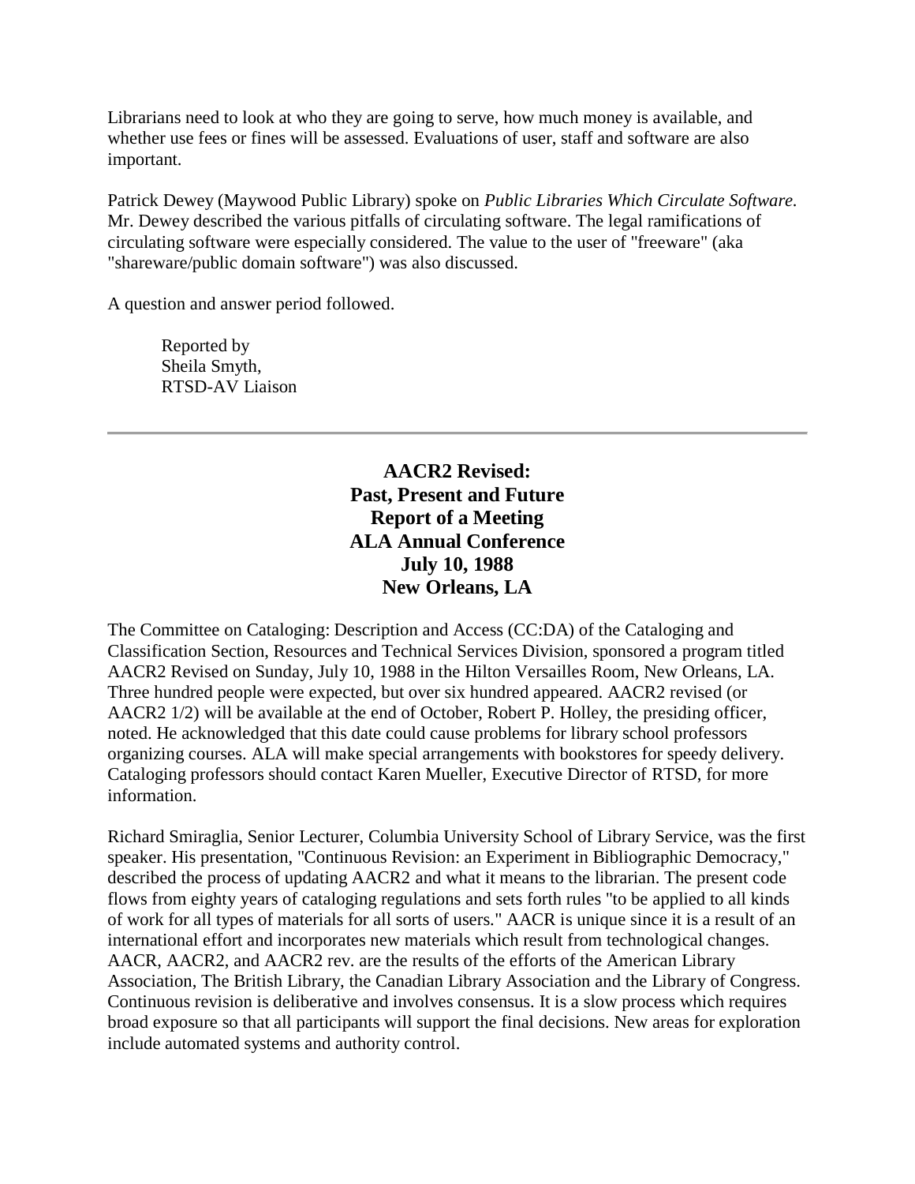Librarians need to look at who they are going to serve, how much money is available, and whether use fees or fines will be assessed. Evaluations of user, staff and software are also important.

Patrick Dewey (Maywood Public Library) spoke on *Public Libraries Which Circulate Software*. Mr. Dewey described the various pitfalls of circulating software. The legal ramifications of circulating software were especially considered. The value to the user of "freeware" (aka "shareware/public domain software") was also discussed.

A question and answer period followed.

> Reported by
> Sheila Smyth,
> RTSD-AV Liaison

---

## AACR2 Revised: Past, Present and Future Report of a Meeting ALA Annual Conference July 10, 1988 New Orleans, LA

The Committee on Cataloging: Description and Access (CC:DA) of the Cataloging and Classification Section, Resources and Technical Services Division, sponsored a program titled AACR2 Revised on Sunday, July 10, 1988 in the Hilton Versailles Room, New Orleans, LA. Three hundred people were expected, but over six hundred appeared. AACR2 revised (or AACR2 1/2) will be available at the end of October, Robert P. Holley, the presiding officer, noted. He acknowledged that this date could cause problems for library school professors organizing courses. ALA will make special arrangements with bookstores for speedy delivery. Cataloging professors should contact Karen Mueller, Executive Director of RTSD, for more information.

Richard Smiraglia, Senior Lecturer, Columbia University School of Library Service, was the first speaker. His presentation, "Continuous Revision: an Experiment in Bibliographic Democracy," described the process of updating AACR2 and what it means to the librarian. The present code flows from eighty years of cataloging regulations and sets forth rules "to be applied to all kinds of work for all types of materials for all sorts of users." AACR is unique since it is a result of an international effort and incorporates new materials which result from technological changes. AACR, AACR2, and AACR2 rev. are the results of the efforts of the American Library Association, The British Library, the Canadian Library Association and the Library of Congress. Continuous revision is deliberative and involves consensus. It is a slow process which requires broad exposure so that all participants will support the final decisions. New areas for exploration include automated systems and authority control.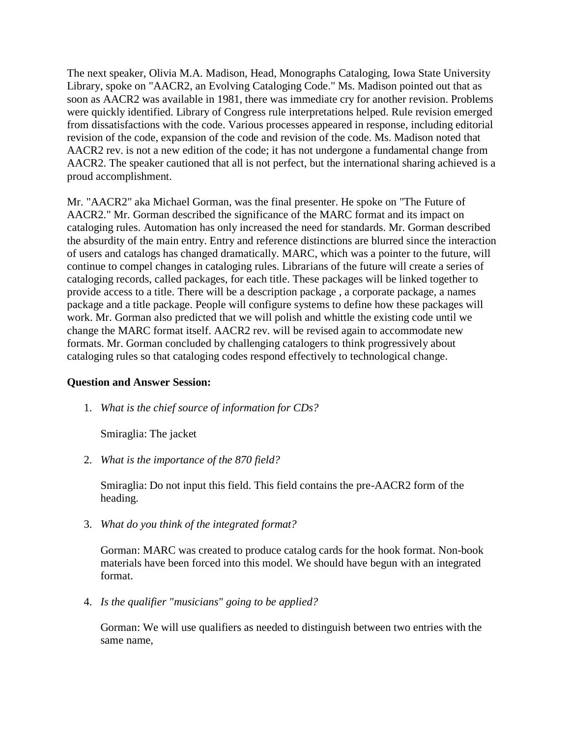The next speaker, Olivia M.A. Madison, Head, Monographs Cataloging, Iowa State University Library, spoke on "AACR2, an Evolving Cataloging Code." Ms. Madison pointed out that as soon as AACR2 was available in 1981, there was immediate cry for another revision. Problems were quickly identified. Library of Congress rule interpretations helped. Rule revision emerged from dissatisfactions with the code. Various processes appeared in response, including editorial revision of the code, expansion of the code and revision of the code. Ms. Madison noted that AACR2 rev. is not a new edition of the code; it has not undergone a fundamental change from AACR2. The speaker cautioned that all is not perfect, but the international sharing achieved is a proud accomplishment.

Mr. "AACR2" aka Michael Gorman, was the final presenter. He spoke on "The Future of AACR2." Mr. Gorman described the significance of the MARC format and its impact on cataloging rules. Automation has only increased the need for standards. Mr. Gorman described the absurdity of the main entry. Entry and reference distinctions are blurred since the interaction of users and catalogs has changed dramatically. MARC, which was a pointer to the future, will continue to compel changes in cataloging rules. Librarians of the future will create a series of cataloging records, called packages, for each title. These packages will be linked together to provide access to a title. There will be a description package , a corporate package, a names package and a title package. People will configure systems to define how these packages will work. Mr. Gorman also predicted that we will polish and whittle the existing code until we change the MARC format itself. AACR2 rev. will be revised again to accommodate new formats. Mr. Gorman concluded by challenging catalogers to think progressively about cataloging rules so that cataloging codes respond effectively to technological change.

**Question and Answer Session:**

1. *What is the chief source of information for CDs?*

   Smiraglia: The jacket

2. *What is the importance of the 870 field?*

   Smiraglia: Do not input this field. This field contains the pre-AACR2 form of the heading.

3. *What do you think of the integrated format?*

   Gorman: MARC was created to produce catalog cards for the hook format. Non-book materials have been forced into this model. We should have begun with an integrated format.

4. *Is the qualifier "musicians" going to be applied?*

   Gorman: We will use qualifiers as needed to distinguish between two entries with the same name,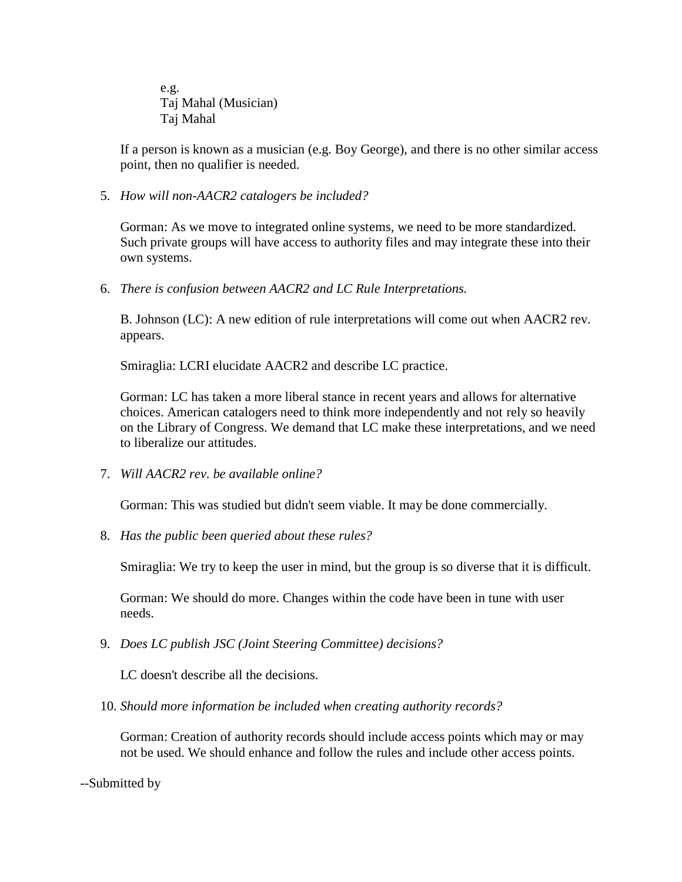e.g.
Taj Mahal (Musician)
Taj Mahal

If a person is known as a musician (e.g. Boy George), and there is no other similar access point, then no qualifier is needed.

5. *How will non-AACR2 catalogers be included?*

   Gorman: As we move to integrated online systems, we need to be more standardized. Such private groups will have access to authority files and may integrate these into their own systems.

6. *There is confusion between AACR2 and LC Rule Interpretations.*

   B. Johnson (LC): A new edition of rule interpretations will come out when AACR2 rev. appears.

   Smiraglia: LCRI elucidate AACR2 and describe LC practice.

   Gorman: LC has taken a more liberal stance in recent years and allows for alternative choices. American catalogers need to think more independently and not rely so heavily on the Library of Congress. We demand that LC make these interpretations, and we need to liberalize our attitudes.

7. *Will AACR2 rev. be available online?*

   Gorman: This was studied but didn't seem viable. It may be done commercially.

8. *Has the public been queried about these rules?*

   Smiraglia: We try to keep the user in mind, but the group is so diverse that it is difficult.

   Gorman: We should do more. Changes within the code have been in tune with user needs.

9. *Does LC publish JSC (Joint Steering Committee) decisions?*

   LC doesn't describe all the decisions.

10. *Should more information be included when creating authority records?*

    Gorman: Creation of authority records should include access points which may or may not be used. We should enhance and follow the rules and include other access points.

--Submitted by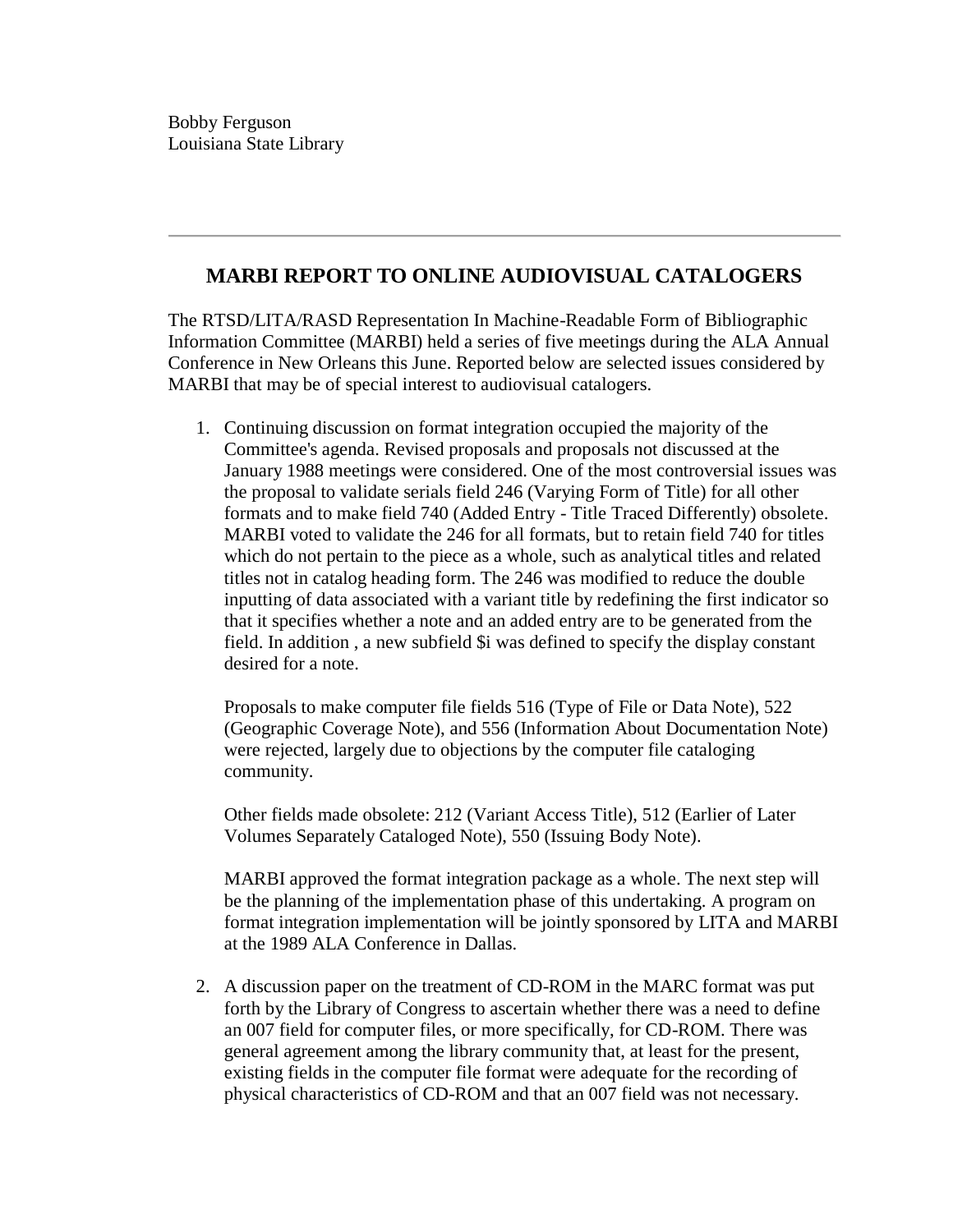Bobby Ferguson
Louisiana State Library

---

## MARBI REPORT TO ONLINE AUDIOVISUAL CATALOGERS

The RTSD/LITA/RASD Representation In Machine-Readable Form of Bibliographic Information Committee (MARBI) held a series of five meetings during the ALA Annual Conference in New Orleans this June. Reported below are selected issues considered by MARBI that may be of special interest to audiovisual catalogers.

1. Continuing discussion on format integration occupied the majority of the Committee's agenda. Revised proposals and proposals not discussed at the January 1988 meetings were considered. One of the most controversial issues was the proposal to validate serials field 246 (Varying Form of Title) for all other formats and to make field 740 (Added Entry - Title Traced Differently) obsolete. MARBI voted to validate the 246 for all formats, but to retain field 740 for titles which do not pertain to the piece as a whole, such as analytical titles and related titles not in catalog heading form. The 246 was modified to reduce the double inputting of data associated with a variant title by redefining the first indicator so that it specifies whether a note and an added entry are to be generated from the field. In addition , a new subfield $i was defined to specify the display constant desired for a note.

   Proposals to make computer file fields 516 (Type of File or Data Note), 522 (Geographic Coverage Note), and 556 (Information About Documentation Note) were rejected, largely due to objections by the computer file cataloging community.

   Other fields made obsolete: 212 (Variant Access Title), 512 (Earlier of Later Volumes Separately Cataloged Note), 550 (Issuing Body Note).

   MARBI approved the format integration package as a whole. The next step will be the planning of the implementation phase of this undertaking. A program on format integration implementation will be jointly sponsored by LITA and MARBI at the 1989 ALA Conference in Dallas.

2. A discussion paper on the treatment of CD-ROM in the MARC format was put forth by the Library of Congress to ascertain whether there was a need to define an 007 field for computer files, or more specifically, for CD-ROM. There was general agreement among the library community that, at least for the present, existing fields in the computer file format were adequate for the recording of physical characteristics of CD-ROM and that an 007 field was not necessary.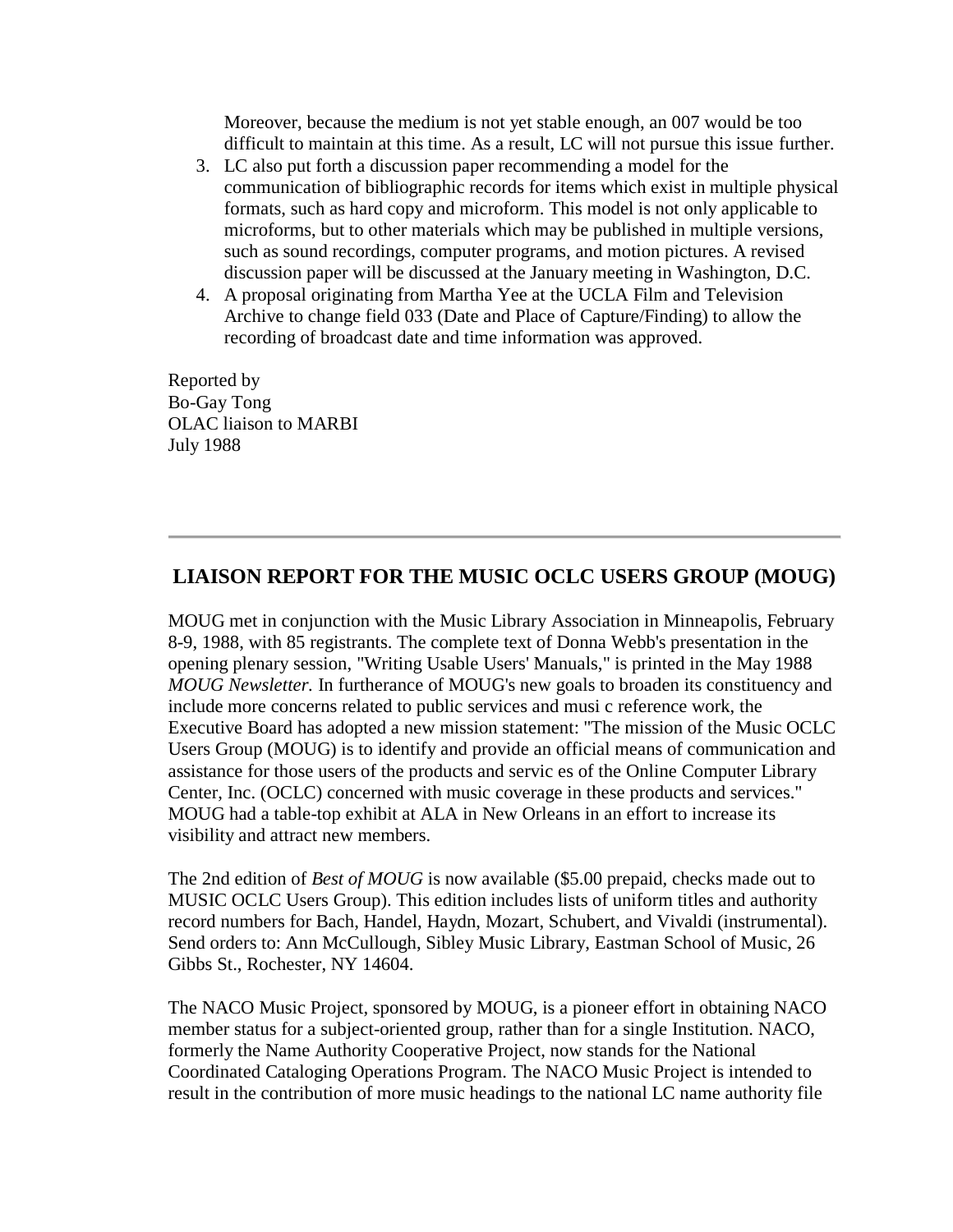Moreover, because the medium is not yet stable enough, an 007 would be too difficult to maintain at this time. As a result, LC will not pursue this issue further.

3. LC also put forth a discussion paper recommending a model for the communication of bibliographic records for items which exist in multiple physical formats, such as hard copy and microform. This model is not only applicable to microforms, but to other materials which may be published in multiple versions, such as sound recordings, computer programs, and motion pictures. A revised discussion paper will be discussed at the January meeting in Washington, D.C.
4. A proposal originating from Martha Yee at the UCLA Film and Television Archive to change field 033 (Date and Place of Capture/Finding) to allow the recording of broadcast date and time information was approved.

Reported by
Bo-Gay Tong
OLAC liaison to MARBI
July 1988

---

## LIAISON REPORT FOR THE MUSIC OCLC USERS GROUP (MOUG)

MOUG met in conjunction with the Music Library Association in Minneapolis, February 8-9, 1988, with 85 registrants. The complete text of Donna Webb's presentation in the opening plenary session, "Writing Usable Users' Manuals," is printed in the May 1988 *MOUG Newsletter.* In furtherance of MOUG's new goals to broaden its constituency and include more concerns related to public services and musi c reference work, the Executive Board has adopted a new mission statement: "The mission of the Music OCLC Users Group (MOUG) is to identify and provide an official means of communication and assistance for those users of the products and servic es of the Online Computer Library Center, Inc. (OCLC) concerned with music coverage in these products and services." MOUG had a table-top exhibit at ALA in New Orleans in an effort to increase its visibility and attract new members.

The 2nd edition of *Best of MOUG* is now available ($5.00 prepaid, checks made out to MUSIC OCLC Users Group). This edition includes lists of uniform titles and authority record numbers for Bach, Handel, Haydn, Mozart, Schubert, and Vivaldi (instrumental). Send orders to: Ann McCullough, Sibley Music Library, Eastman School of Music, 26 Gibbs St., Rochester, NY 14604.

The NACO Music Project, sponsored by MOUG, is a pioneer effort in obtaining NACO member status for a subject-oriented group, rather than for a single Institution. NACO, formerly the Name Authority Cooperative Project, now stands for the National Coordinated Cataloging Operations Program. The NACO Music Project is intended to result in the contribution of more music headings to the national LC name authority file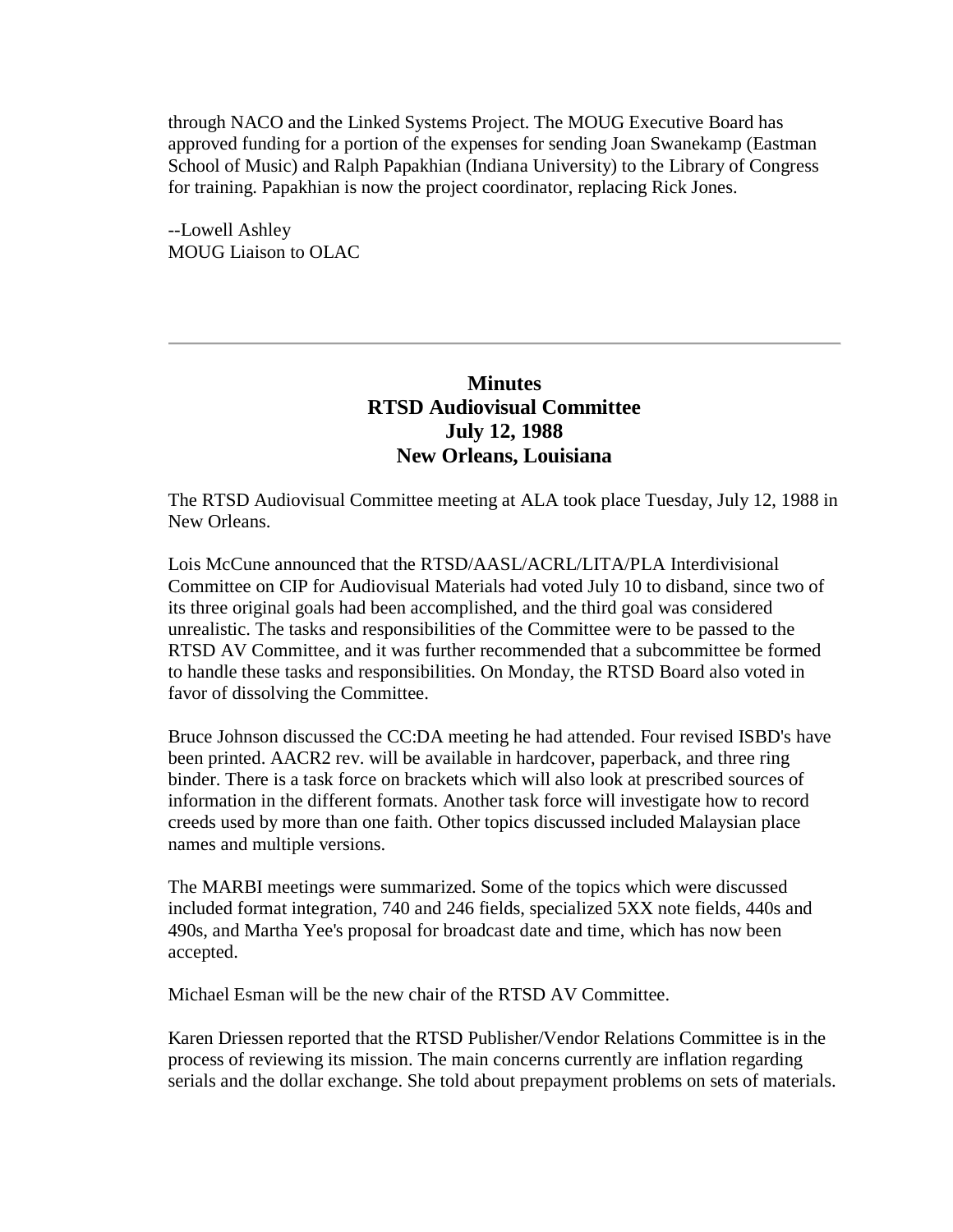through NACO and the Linked Systems Project. The MOUG Executive Board has approved funding for a portion of the expenses for sending Joan Swanekamp (Eastman School of Music) and Ralph Papakhian (Indiana University) to the Library of Congress for training. Papakhian is now the project coordinator, replacing Rick Jones.

--Lowell Ashley
MOUG Liaison to OLAC

---

## Minutes
## RTSD Audiovisual Committee
## July 12, 1988
## New Orleans, Louisiana

The RTSD Audiovisual Committee meeting at ALA took place Tuesday, July 12, 1988 in New Orleans.

Lois McCune announced that the RTSD/AASL/ACRL/LITA/PLA Interdivisional Committee on CIP for Audiovisual Materials had voted July 10 to disband, since two of its three original goals had been accomplished, and the third goal was considered unrealistic. The tasks and responsibilities of the Committee were to be passed to the RTSD AV Committee, and it was further recommended that a subcommittee be formed to handle these tasks and responsibilities. On Monday, the RTSD Board also voted in favor of dissolving the Committee.

Bruce Johnson discussed the CC:DA meeting he had attended. Four revised ISBD's have been printed. AACR2 rev. will be available in hardcover, paperback, and three ring binder. There is a task force on brackets which will also look at prescribed sources of information in the different formats. Another task force will investigate how to record creeds used by more than one faith. Other topics discussed included Malaysian place names and multiple versions.

The MARBI meetings were summarized. Some of the topics which were discussed included format integration, 740 and 246 fields, specialized 5XX note fields, 440s and 490s, and Martha Yee's proposal for broadcast date and time, which has now been accepted.

Michael Esman will be the new chair of the RTSD AV Committee.

Karen Driessen reported that the RTSD Publisher/Vendor Relations Committee is in the process of reviewing its mission. The main concerns currently are inflation regarding serials and the dollar exchange. She told about prepayment problems on sets of materials.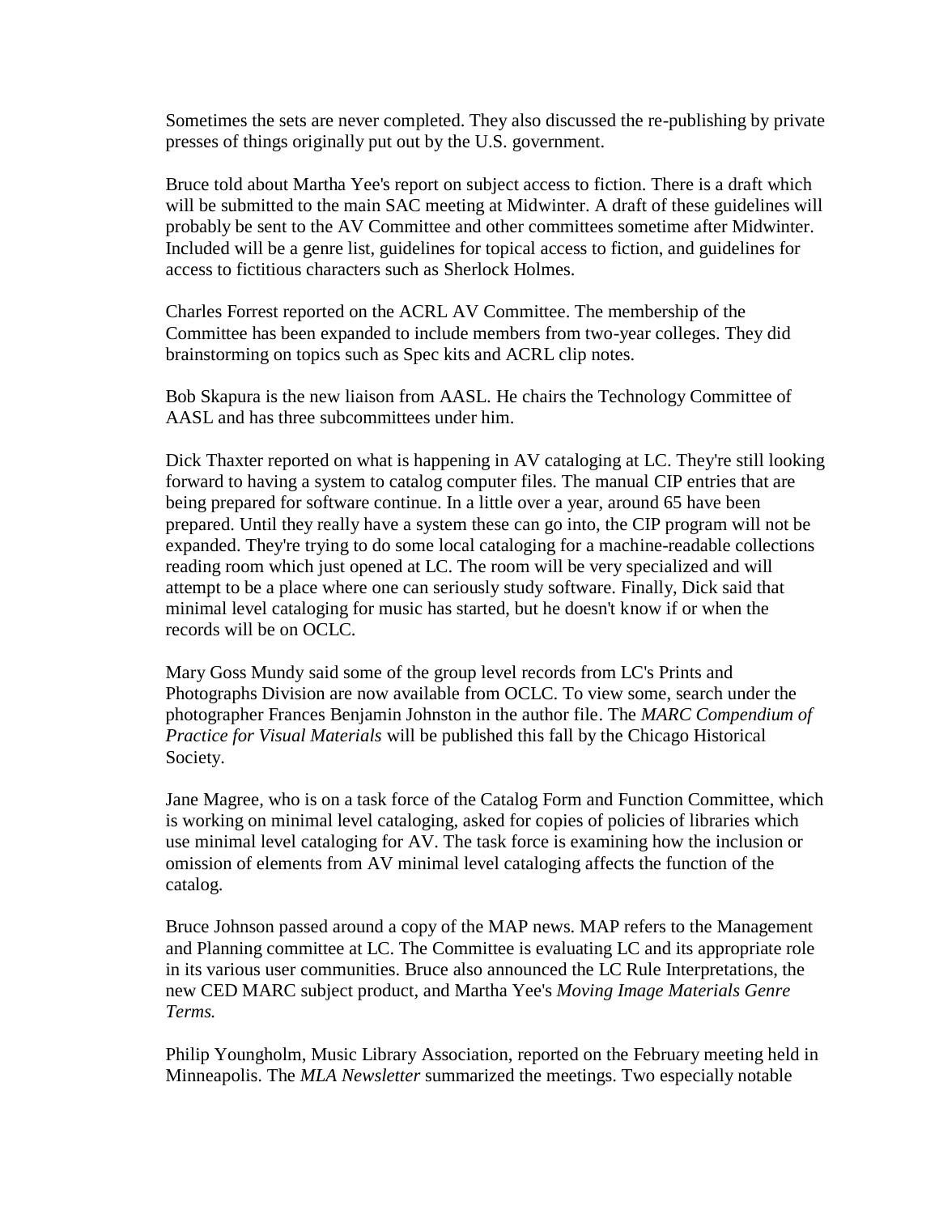Sometimes the sets are never completed. They also discussed the re-publishing by private presses of things originally put out by the U.S. government.

Bruce told about Martha Yee's report on subject access to fiction. There is a draft which will be submitted to the main SAC meeting at Midwinter. A draft of these guidelines will probably be sent to the AV Committee and other committees sometime after Midwinter. Included will be a genre list, guidelines for topical access to fiction, and guidelines for access to fictitious characters such as Sherlock Holmes.

Charles Forrest reported on the ACRL AV Committee. The membership of the Committee has been expanded to include members from two-year colleges. They did brainstorming on topics such as Spec kits and ACRL clip notes.

Bob Skapura is the new liaison from AASL. He chairs the Technology Committee of AASL and has three subcommittees under him.

Dick Thaxter reported on what is happening in AV cataloging at LC. They're still looking forward to having a system to catalog computer files. The manual CIP entries that are being prepared for software continue. In a little over a year, around 65 have been prepared. Until they really have a system these can go into, the CIP program will not be expanded. They're trying to do some local cataloging for a machine-readable collections reading room which just opened at LC. The room will be very specialized and will attempt to be a place where one can seriously study software. Finally, Dick said that minimal level cataloging for music has started, but he doesn't know if or when the records will be on OCLC.

Mary Goss Mundy said some of the group level records from LC's Prints and Photographs Division are now available from OCLC. To view some, search under the photographer Frances Benjamin Johnston in the author file. The *MARC Compendium of Practice for Visual Materials* will be published this fall by the Chicago Historical Society.

Jane Magree, who is on a task force of the Catalog Form and Function Committee, which is working on minimal level cataloging, asked for copies of policies of libraries which use minimal level cataloging for AV. The task force is examining how the inclusion or omission of elements from AV minimal level cataloging affects the function of the catalog.

Bruce Johnson passed around a copy of the MAP news. MAP refers to the Management and Planning committee at LC. The Committee is evaluating LC and its appropriate role in its various user communities. Bruce also announced the LC Rule Interpretations, the new CED MARC subject product, and Martha Yee's *Moving Image Materials Genre Terms.*

Philip Youngholm, Music Library Association, reported on the February meeting held in Minneapolis. The *MLA Newsletter* summarized the meetings. Two especially notable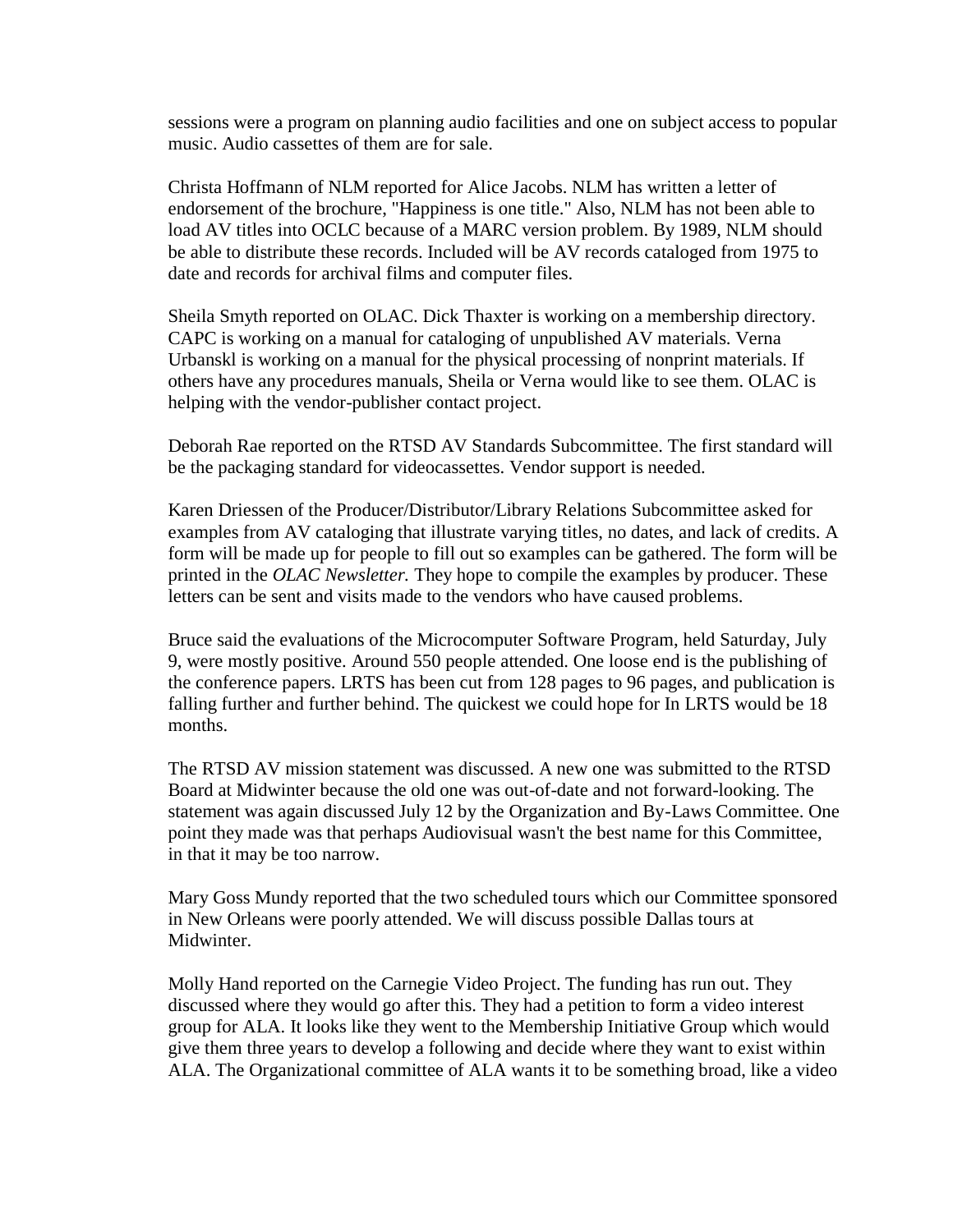sessions were a program on planning audio facilities and one on subject access to popular music. Audio cassettes of them are for sale.

Christa Hoffmann of NLM reported for Alice Jacobs. NLM has written a letter of endorsement of the brochure, "Happiness is one title." Also, NLM has not been able to load AV titles into OCLC because of a MARC version problem. By 1989, NLM should be able to distribute these records. Included will be AV records cataloged from 1975 to date and records for archival films and computer files.

Sheila Smyth reported on OLAC. Dick Thaxter is working on a membership directory. CAPC is working on a manual for cataloging of unpublished AV materials. Verna Urbanskl is working on a manual for the physical processing of nonprint materials. If others have any procedures manuals, Sheila or Verna would like to see them. OLAC is helping with the vendor-publisher contact project.

Deborah Rae reported on the RTSD AV Standards Subcommittee. The first standard will be the packaging standard for videocassettes. Vendor support is needed.

Karen Driessen of the Producer/Distributor/Library Relations Subcommittee asked for examples from AV cataloging that illustrate varying titles, no dates, and lack of credits. A form will be made up for people to fill out so examples can be gathered. The form will be printed in the *OLAC Newsletter.* They hope to compile the examples by producer. These letters can be sent and visits made to the vendors who have caused problems.

Bruce said the evaluations of the Microcomputer Software Program, held Saturday, July 9, were mostly positive. Around 550 people attended. One loose end is the publishing of the conference papers. LRTS has been cut from 128 pages to 96 pages, and publication is falling further and further behind. The quickest we could hope for In LRTS would be 18 months.

The RTSD AV mission statement was discussed. A new one was submitted to the RTSD Board at Midwinter because the old one was out-of-date and not forward-looking. The statement was again discussed July 12 by the Organization and By-Laws Committee. One point they made was that perhaps Audiovisual wasn't the best name for this Committee, in that it may be too narrow.

Mary Goss Mundy reported that the two scheduled tours which our Committee sponsored in New Orleans were poorly attended. We will discuss possible Dallas tours at Midwinter.

Molly Hand reported on the Carnegie Video Project. The funding has run out. They discussed where they would go after this. They had a petition to form a video interest group for ALA. It looks like they went to the Membership Initiative Group which would give them three years to develop a following and decide where they want to exist within ALA. The Organizational committee of ALA wants it to be something broad, like a video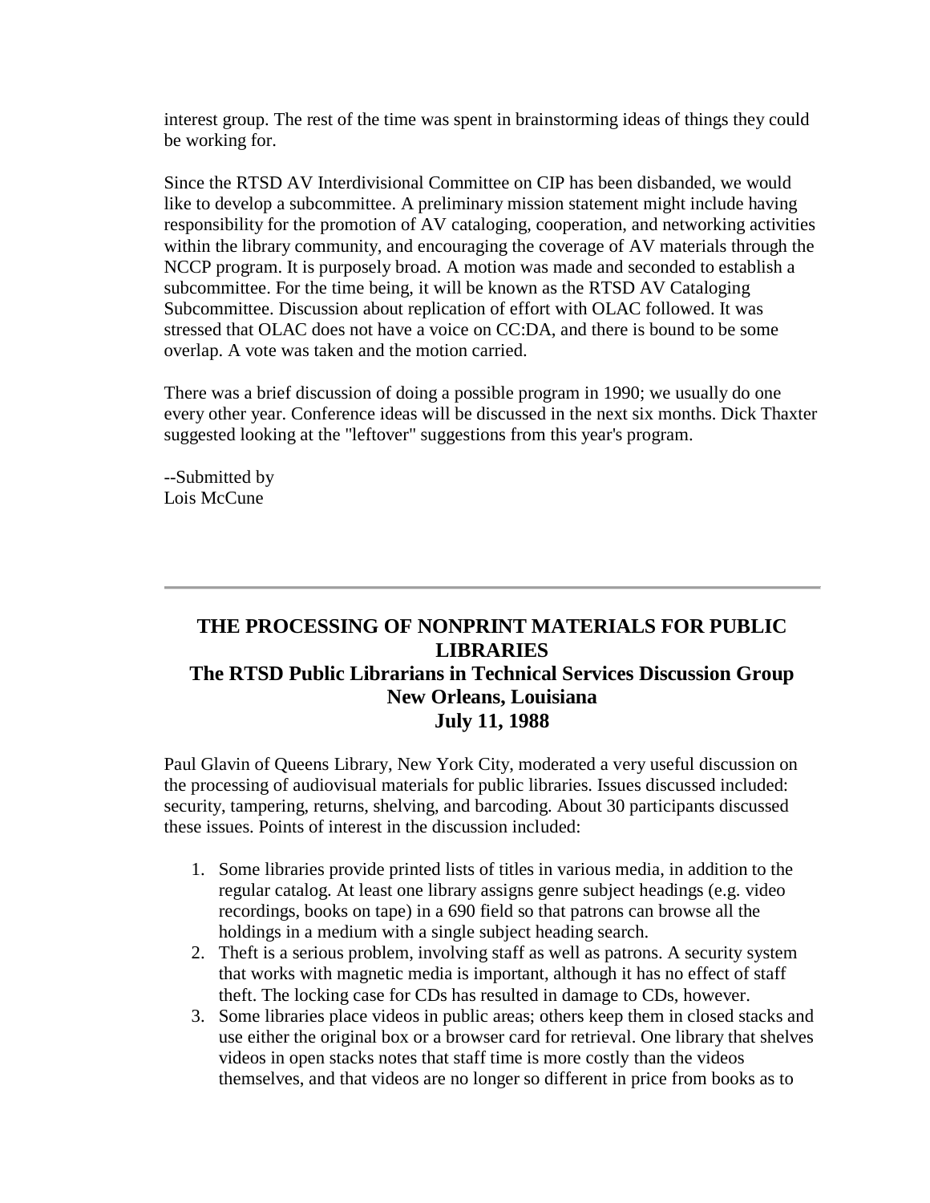interest group. The rest of the time was spent in brainstorming ideas of things they could be working for.

Since the RTSD AV Interdivisional Committee on CIP has been disbanded, we would like to develop a subcommittee. A preliminary mission statement might include having responsibility for the promotion of AV cataloging, cooperation, and networking activities within the library community, and encouraging the coverage of AV materials through the NCCP program. It is purposely broad. A motion was made and seconded to establish a subcommittee. For the time being, it will be known as the RTSD AV Cataloging Subcommittee. Discussion about replication of effort with OLAC followed. It was stressed that OLAC does not have a voice on CC:DA, and there is bound to be some overlap. A vote was taken and the motion carried.

There was a brief discussion of doing a possible program in 1990; we usually do one every other year. Conference ideas will be discussed in the next six months. Dick Thaxter suggested looking at the "leftover" suggestions from this year's program.

--Submitted by
Lois McCune

---

## THE PROCESSING OF NONPRINT MATERIALS FOR PUBLIC LIBRARIES
## The RTSD Public Librarians in Technical Services Discussion Group
## New Orleans, Louisiana
## July 11, 1988

Paul Glavin of Queens Library, New York City, moderated a very useful discussion on the processing of audiovisual materials for public libraries. Issues discussed included: security, tampering, returns, shelving, and barcoding. About 30 participants discussed these issues. Points of interest in the discussion included:

1. Some libraries provide printed lists of titles in various media, in addition to the regular catalog. At least one library assigns genre subject headings (e.g. video recordings, books on tape) in a 690 field so that patrons can browse all the holdings in a medium with a single subject heading search.
2. Theft is a serious problem, involving staff as well as patrons. A security system that works with magnetic media is important, although it has no effect of staff theft. The locking case for CDs has resulted in damage to CDs, however.
3. Some libraries place videos in public areas; others keep them in closed stacks and use either the original box or a browser card for retrieval. One library that shelves videos in open stacks notes that staff time is more costly than the videos themselves, and that videos are no longer so different in price from books as to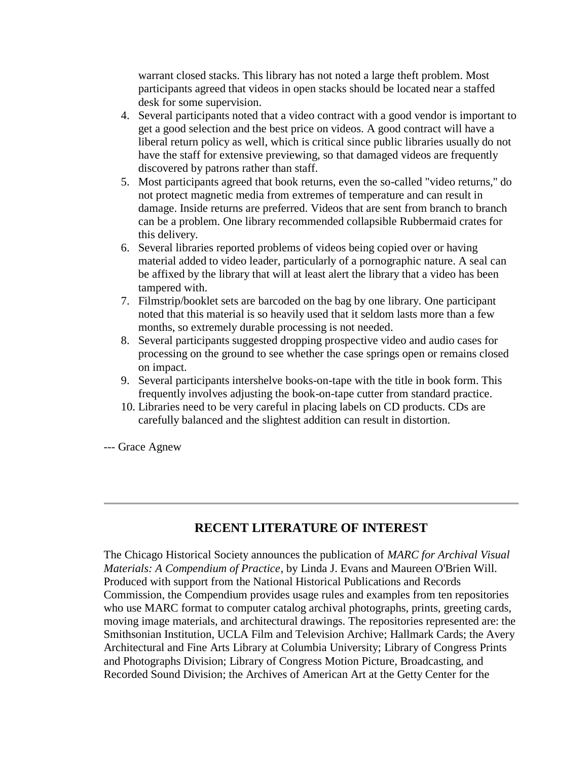warrant closed stacks. This library has not noted a large theft problem. Most participants agreed that videos in open stacks should be located near a staffed desk for some supervision.

4. Several participants noted that a video contract with a good vendor is important to get a good selection and the best price on videos. A good contract will have a liberal return policy as well, which is critical since public libraries usually do not have the staff for extensive previewing, so that damaged videos are frequently discovered by patrons rather than staff.
5. Most participants agreed that book returns, even the so-called "video returns," do not protect magnetic media from extremes of temperature and can result in damage. Inside returns are preferred. Videos that are sent from branch to branch can be a problem. One library recommended collapsible Rubbermaid crates for this delivery.
6. Several libraries reported problems of videos being copied over or having material added to video leader, particularly of a pornographic nature. A seal can be affixed by the library that will at least alert the library that a video has been tampered with.
7. Filmstrip/booklet sets are barcoded on the bag by one library. One participant noted that this material is so heavily used that it seldom lasts more than a few months, so extremely durable processing is not needed.
8. Several participants suggested dropping prospective video and audio cases for processing on the ground to see whether the case springs open or remains closed on impact.
9. Several participants intershelve books-on-tape with the title in book form. This frequently involves adjusting the book-on-tape cutter from standard practice.
10. Libraries need to be very careful in placing labels on CD products. CDs are carefully balanced and the slightest addition can result in distortion.

--- Grace Agnew

---

## RECENT LITERATURE OF INTEREST

The Chicago Historical Society announces the publication of *MARC for Archival Visual Materials: A Compendium of Practice*, by Linda J. Evans and Maureen O'Brien Will. Produced with support from the National Historical Publications and Records Commission, the Compendium provides usage rules and examples from ten repositories who use MARC format to computer catalog archival photographs, prints, greeting cards, moving image materials, and architectural drawings. The repositories represented are: the Smithsonian Institution, UCLA Film and Television Archive; Hallmark Cards; the Avery Architectural and Fine Arts Library at Columbia University; Library of Congress Prints and Photographs Division; Library of Congress Motion Picture, Broadcasting, and Recorded Sound Division; the Archives of American Art at the Getty Center for the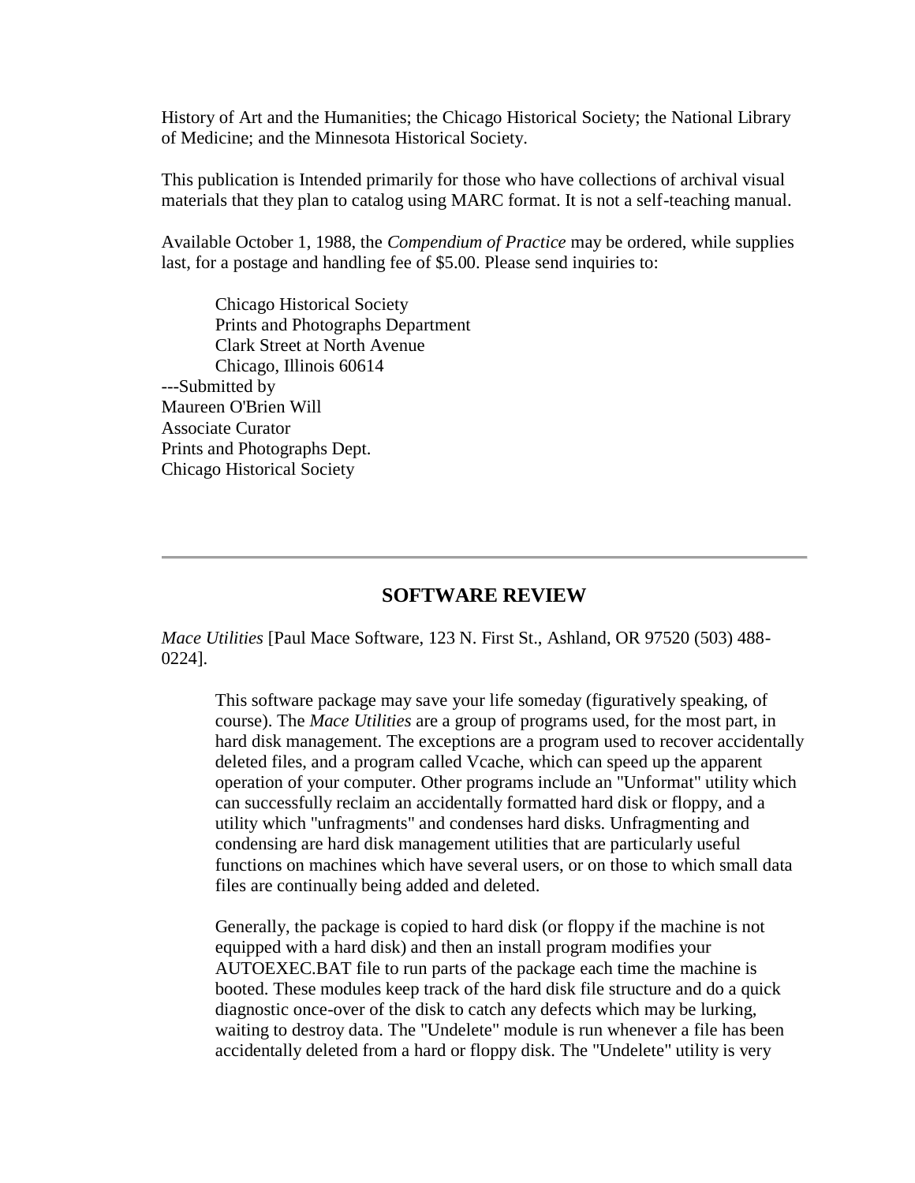History of Art and the Humanities; the Chicago Historical Society; the National Library of Medicine; and the Minnesota Historical Society.

This publication is Intended primarily for those who have collections of archival visual materials that they plan to catalog using MARC format. It is not a self-teaching manual.

Available October 1, 1988, the *Compendium of Practice* may be ordered, while supplies last, for a postage and handling fee of $5.00. Please send inquiries to:

> Chicago Historical Society
> Prints and Photographs Department
> Clark Street at North Avenue
> Chicago, Illinois 60614

---Submitted by
Maureen O'Brien Will
Associate Curator
Prints and Photographs Dept.
Chicago Historical Society

---

## SOFTWARE REVIEW

*Mace Utilities* [Paul Mace Software, 123 N. First St., Ashland, OR 97520 (503) 488-0224].

> This software package may save your life someday (figuratively speaking, of course). The *Mace Utilities* are a group of programs used, for the most part, in hard disk management. The exceptions are a program used to recover accidentally deleted files, and a program called Vcache, which can speed up the apparent operation of your computer. Other programs include an "Unformat" utility which can successfully reclaim an accidentally formatted hard disk or floppy, and a utility which "unfragments" and condenses hard disks. Unfragmenting and condensing are hard disk management utilities that are particularly useful functions on machines which have several users, or on those to which small data files are continually being added and deleted.
>
> Generally, the package is copied to hard disk (or floppy if the machine is not equipped with a hard disk) and then an install program modifies your AUTOEXEC.BAT file to run parts of the package each time the machine is booted. These modules keep track of the hard disk file structure and do a quick diagnostic once-over of the disk to catch any defects which may be lurking, waiting to destroy data. The "Undelete" module is run whenever a file has been accidentally deleted from a hard or floppy disk. The "Undelete" utility is very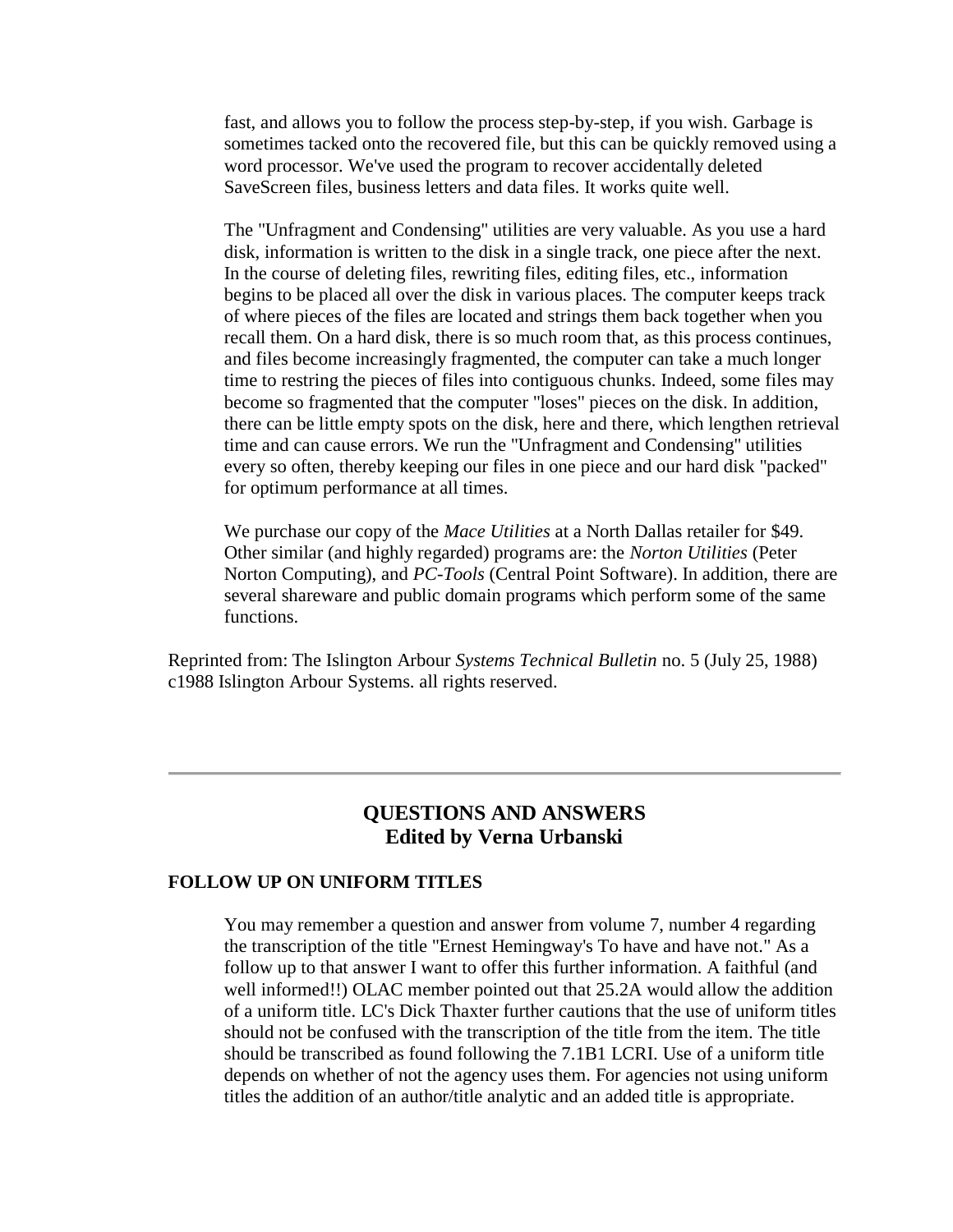fast, and allows you to follow the process step-by-step, if you wish. Garbage is sometimes tacked onto the recovered file, but this can be quickly removed using a word processor. We've used the program to recover accidentally deleted SaveScreen files, business letters and data files. It works quite well.

The "Unfragment and Condensing" utilities are very valuable. As you use a hard disk, information is written to the disk in a single track, one piece after the next. In the course of deleting files, rewriting files, editing files, etc., information begins to be placed all over the disk in various places. The computer keeps track of where pieces of the files are located and strings them back together when you recall them. On a hard disk, there is so much room that, as this process continues, and files become increasingly fragmented, the computer can take a much longer time to restring the pieces of files into contiguous chunks. Indeed, some files may become so fragmented that the computer "loses" pieces on the disk. In addition, there can be little empty spots on the disk, here and there, which lengthen retrieval time and can cause errors. We run the "Unfragment and Condensing" utilities every so often, thereby keeping our files in one piece and our hard disk "packed" for optimum performance at all times.

We purchase our copy of the *Mace Utilities* at a North Dallas retailer for $49. Other similar (and highly regarded) programs are: the *Norton Utilities* (Peter Norton Computing), and *PC-Tools* (Central Point Software). In addition, there are several shareware and public domain programs which perform some of the same functions.

Reprinted from: The Islington Arbour *Systems Technical Bulletin* no. 5 (July 25, 1988) c1988 Islington Arbour Systems. all rights reserved.

---

## QUESTIONS AND ANSWERS
## Edited by Verna Urbanski

### FOLLOW UP ON UNIFORM TITLES

You may remember a question and answer from volume 7, number 4 regarding the transcription of the title "Ernest Hemingway's To have and have not." As a follow up to that answer I want to offer this further information. A faithful (and well informed!!) OLAC member pointed out that 25.2A would allow the addition of a uniform title. LC's Dick Thaxter further cautions that the use of uniform titles should not be confused with the transcription of the title from the item. The title should be transcribed as found following the 7.1B1 LCRI. Use of a uniform title depends on whether of not the agency uses them. For agencies not using uniform titles the addition of an author/title analytic and an added title is appropriate.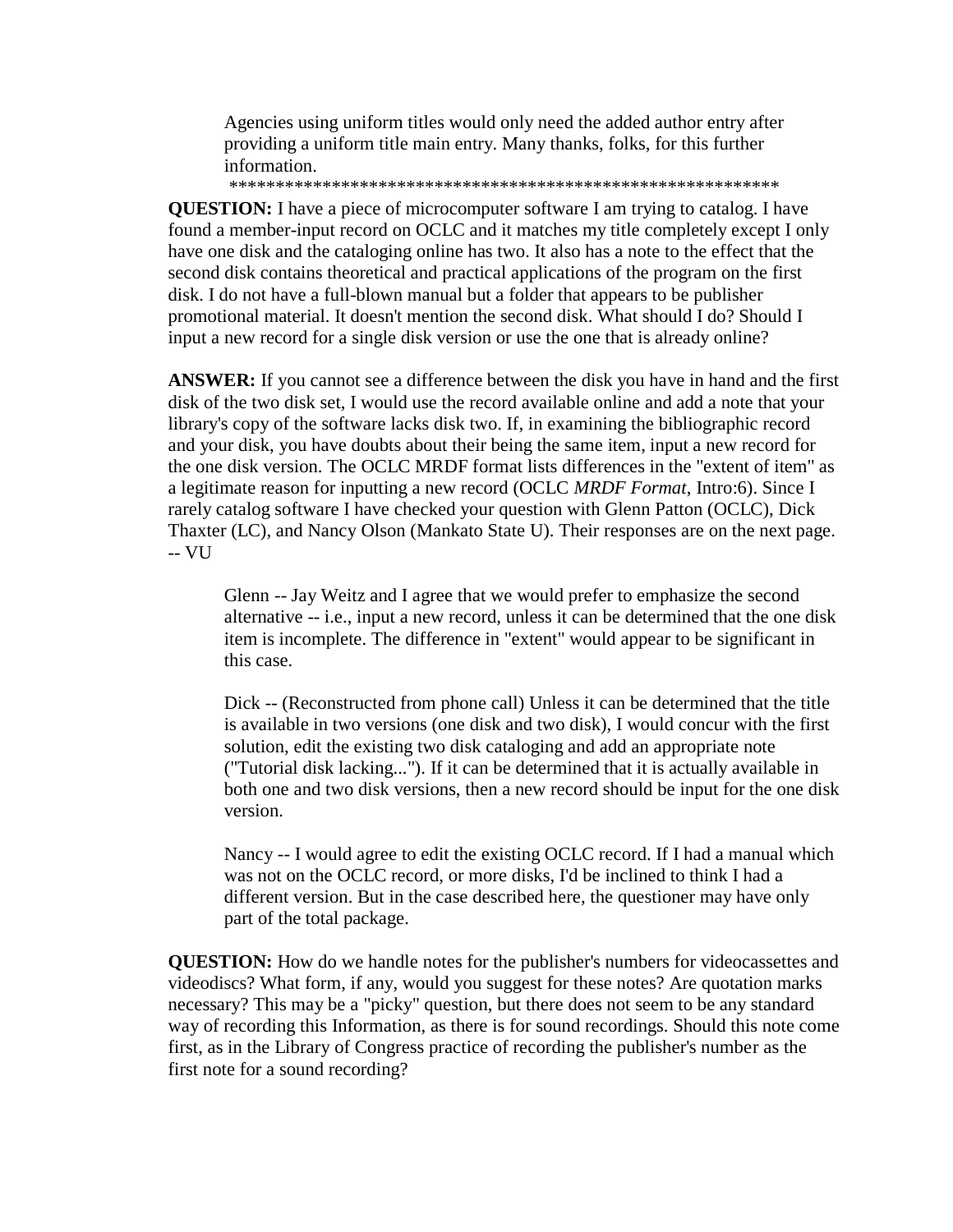> Agencies using uniform titles would only need the added author entry after providing a uniform title main entry. Many thanks, folks, for this further information.

************************************************************

**QUESTION:** I have a piece of microcomputer software I am trying to catalog. I have found a member-input record on OCLC and it matches my title completely except I only have one disk and the cataloging online has two. It also has a note to the effect that the second disk contains theoretical and practical applications of the program on the first disk. I do not have a full-blown manual but a folder that appears to be publisher promotional material. It doesn't mention the second disk. What should I do? Should I input a new record for a single disk version or use the one that is already online?

**ANSWER:** If you cannot see a difference between the disk you have in hand and the first disk of the two disk set, I would use the record available online and add a note that your library's copy of the software lacks disk two. If, in examining the bibliographic record and your disk, you have doubts about their being the same item, input a new record for the one disk version. The OCLC MRDF format lists differences in the "extent of item" as a legitimate reason for inputting a new record (OCLC *MRDF Format*, Intro:6). Since I rarely catalog software I have checked your question with Glenn Patton (OCLC), Dick Thaxter (LC), and Nancy Olson (Mankato State U). Their responses are on the next page. -- VU

> Glenn -- Jay Weitz and I agree that we would prefer to emphasize the second alternative -- i.e., input a new record, unless it can be determined that the one disk item is incomplete. The difference in "extent" would appear to be significant in this case.
>
> Dick -- (Reconstructed from phone call) Unless it can be determined that the title is available in two versions (one disk and two disk), I would concur with the first solution, edit the existing two disk cataloging and add an appropriate note ("Tutorial disk lacking..."). If it can be determined that it is actually available in both one and two disk versions, then a new record should be input for the one disk version.
>
> Nancy -- I would agree to edit the existing OCLC record. If I had a manual which was not on the OCLC record, or more disks, I'd be inclined to think I had a different version. But in the case described here, the questioner may have only part of the total package.

**QUESTION:** How do we handle notes for the publisher's numbers for videocassettes and videodiscs? What form, if any, would you suggest for these notes? Are quotation marks necessary? This may be a "picky" question, but there does not seem to be any standard way of recording this Information, as there is for sound recordings. Should this note come first, as in the Library of Congress practice of recording the publisher's number as the first note for a sound recording?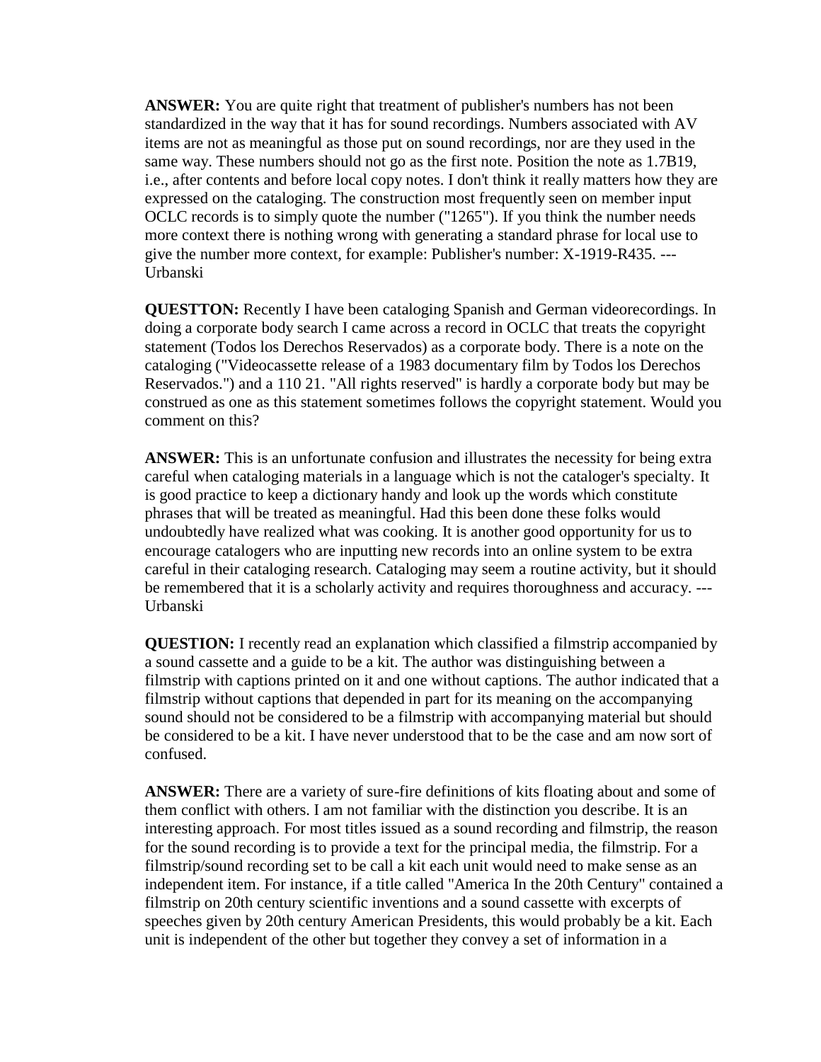**ANSWER:** You are quite right that treatment of publisher's numbers has not been standardized in the way that it has for sound recordings. Numbers associated with AV items are not as meaningful as those put on sound recordings, nor are they used in the same way. These numbers should not go as the first note. Position the note as 1.7B19, i.e., after contents and before local copy notes. I don't think it really matters how they are expressed on the cataloging. The construction most frequently seen on member input OCLC records is to simply quote the number ("1265"). If you think the number needs more context there is nothing wrong with generating a standard phrase for local use to give the number more context, for example: Publisher's number: X-1919-R435. --- Urbanski

**QUESTTON:** Recently I have been cataloging Spanish and German videorecordings. In doing a corporate body search I came across a record in OCLC that treats the copyright statement (Todos los Derechos Reservados) as a corporate body. There is a note on the cataloging ("Videocassette release of a 1983 documentary film by Todos los Derechos Reservados.") and a 110 21. "All rights reserved" is hardly a corporate body but may be construed as one as this statement sometimes follows the copyright statement. Would you comment on this?

**ANSWER:** This is an unfortunate confusion and illustrates the necessity for being extra careful when cataloging materials in a language which is not the cataloger's specialty. It is good practice to keep a dictionary handy and look up the words which constitute phrases that will be treated as meaningful. Had this been done these folks would undoubtedly have realized what was cooking. It is another good opportunity for us to encourage catalogers who are inputting new records into an online system to be extra careful in their cataloging research. Cataloging may seem a routine activity, but it should be remembered that it is a scholarly activity and requires thoroughness and accuracy. --- Urbanski

**QUESTION:** I recently read an explanation which classified a filmstrip accompanied by a sound cassette and a guide to be a kit. The author was distinguishing between a filmstrip with captions printed on it and one without captions. The author indicated that a filmstrip without captions that depended in part for its meaning on the accompanying sound should not be considered to be a filmstrip with accompanying material but should be considered to be a kit. I have never understood that to be the case and am now sort of confused.

**ANSWER:** There are a variety of sure-fire definitions of kits floating about and some of them conflict with others. I am not familiar with the distinction you describe. It is an interesting approach. For most titles issued as a sound recording and filmstrip, the reason for the sound recording is to provide a text for the principal media, the filmstrip. For a filmstrip/sound recording set to be call a kit each unit would need to make sense as an independent item. For instance, if a title called "America In the 20th Century" contained a filmstrip on 20th century scientific inventions and a sound cassette with excerpts of speeches given by 20th century American Presidents, this would probably be a kit. Each unit is independent of the other but together they convey a set of information in a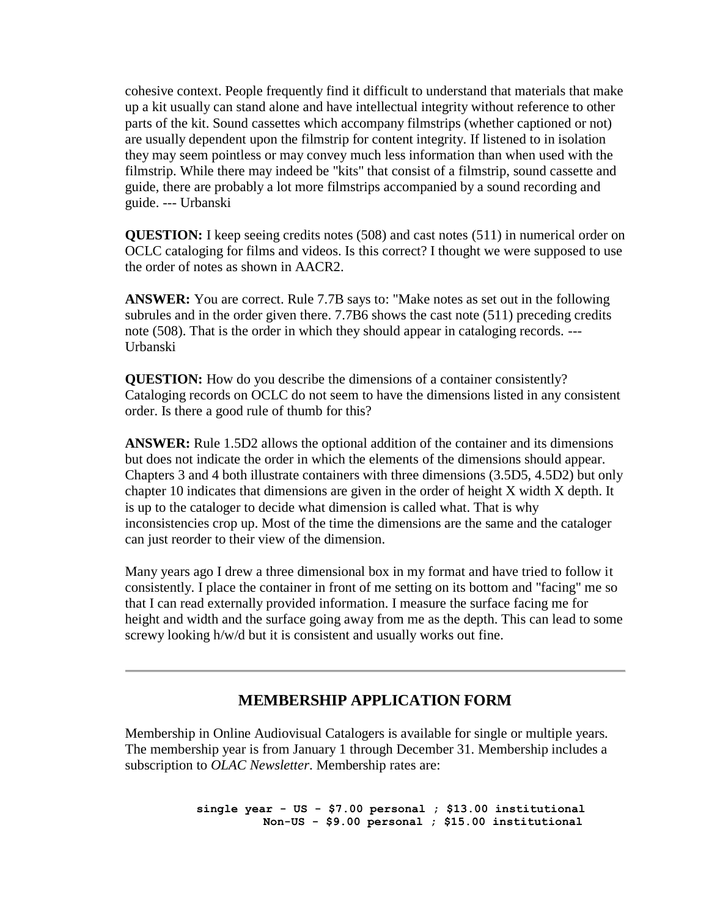cohesive context. People frequently find it difficult to understand that materials that make up a kit usually can stand alone and have intellectual integrity without reference to other parts of the kit. Sound cassettes which accompany filmstrips (whether captioned or not) are usually dependent upon the filmstrip for content integrity. If listened to in isolation they may seem pointless or may convey much less information than when used with the filmstrip. While there may indeed be "kits" that consist of a filmstrip, sound cassette and guide, there are probably a lot more filmstrips accompanied by a sound recording and guide. --- Urbanski

**QUESTION:** I keep seeing credits notes (508) and cast notes (511) in numerical order on OCLC cataloging for films and videos. Is this correct? I thought we were supposed to use the order of notes as shown in AACR2.

**ANSWER:** You are correct. Rule 7.7B says to: "Make notes as set out in the following subrules and in the order given there. 7.7B6 shows the cast note (511) preceding credits note (508). That is the order in which they should appear in cataloging records. --- Urbanski

**QUESTION:** How do you describe the dimensions of a container consistently? Cataloging records on OCLC do not seem to have the dimensions listed in any consistent order. Is there a good rule of thumb for this?

**ANSWER:** Rule 1.5D2 allows the optional addition of the container and its dimensions but does not indicate the order in which the elements of the dimensions should appear. Chapters 3 and 4 both illustrate containers with three dimensions (3.5D5, 4.5D2) but only chapter 10 indicates that dimensions are given in the order of height X width X depth. It is up to the cataloger to decide what dimension is called what. That is why inconsistencies crop up. Most of the time the dimensions are the same and the cataloger can just reorder to their view of the dimension.

Many years ago I drew a three dimensional box in my format and have tried to follow it consistently. I place the container in front of me setting on its bottom and "facing" me so that I can read externally provided information. I measure the surface facing me for height and width and the surface going away from me as the depth. This can lead to some screwy looking h/w/d but it is consistent and usually works out fine.

---

## MEMBERSHIP APPLICATION FORM

Membership in Online Audiovisual Catalogers is available for single or multiple years. The membership year is from January 1 through December 31. Membership includes a subscription to *OLAC Newsletter*. Membership rates are:

```
single year - US - $7.00 personal ; $13.00 institutional
          Non-US - $9.00 personal ; $15.00 institutional
```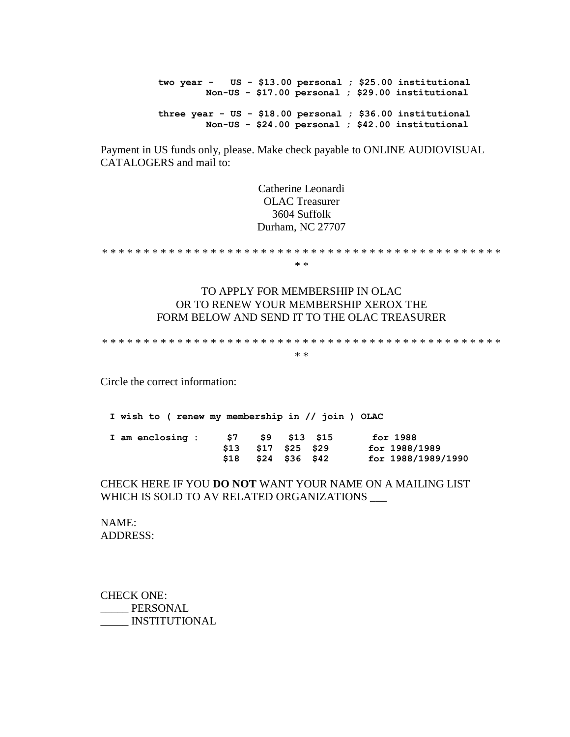```
two year -   US - $13.00 personal ; $25.00 institutional
         Non-US - $17.00 personal ; $29.00 institutional

three year - US - $18.00 personal ; $36.00 institutional
         Non-US - $24.00 personal ; $42.00 institutional
```

Payment in US funds only, please. Make check payable to ONLINE AUDIOVISUAL CATALOGERS and mail to:

Catherine Leonardi
OLAC Treasurer
3604 Suffolk
Durham, NC 27707

* * * * * * * * * * * * * * * * * * * * * * * * * * * * * * * * * * * * * * * * * * * * * * * * * *

TO APPLY FOR MEMBERSHIP IN OLAC
OR TO RENEW YOUR MEMBERSHIP XEROX THE
FORM BELOW AND SEND IT TO THE OLAC TREASURER

* * * * * * * * * * * * * * * * * * * * * * * * * * * * * * * * * * * * * * * * * * * * * * * * * *

Circle the correct information:

```
I wish to ( renew my membership in // join ) OLAC

I am enclosing :     $7    $9   $13  $15       for 1988
                    $13   $17  $25  $29       for 1988/1989
                    $18   $24  $36  $42       for 1988/1989/1990
```

CHECK HERE IF YOU **DO NOT** WANT YOUR NAME ON A MAILING LIST WHICH IS SOLD TO AV RELATED ORGANIZATIONS ___

NAME:
ADDRESS:

CHECK ONE:
_____ PERSONAL
_____ INSTITUTIONAL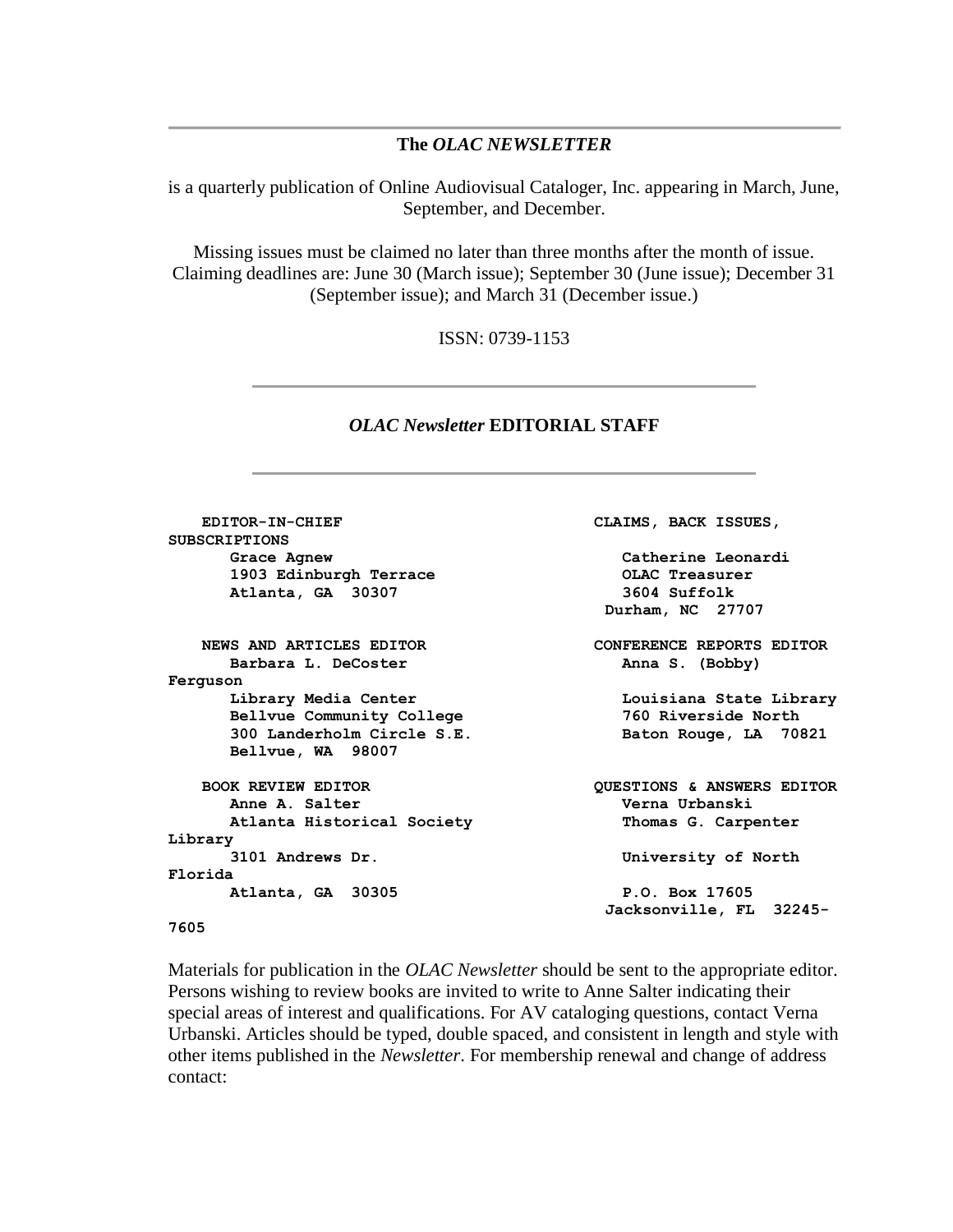---

**The *OLAC NEWSLETTER***

is a quarterly publication of Online Audiovisual Cataloger, Inc. appearing in March, June, September, and December.

Missing issues must be claimed no later than three months after the month of issue. Claiming deadlines are: June 30 (March issue); September 30 (June issue); December 31 (September issue); and March 31 (December issue.)

ISSN: 0739-1153

---

## *OLAC Newsletter* EDITORIAL STAFF

---

**EDITOR-IN-CHIEF**
Grace Agnew
1903 Edinburgh Terrace
Atlanta, GA 30307

**CLAIMS, BACK ISSUES, SUBSCRIPTIONS**
Catherine Leonardi
OLAC Treasurer
3604 Suffolk
Durham, NC 27707

**NEWS AND ARTICLES EDITOR**
Barbara L. DeCoster
Library Media Center
Bellvue Community College
300 Landerholm Circle S.E.
Bellvue, WA 98007

**CONFERENCE REPORTS EDITOR**
Anna S. (Bobby) Ferguson
Louisiana State Library
760 Riverside North
Baton Rouge, LA 70821

**BOOK REVIEW EDITOR**
Anne A. Salter
Atlanta Historical Society Library
3101 Andrews Dr.
Atlanta, GA 30305

**QUESTIONS & ANSWERS EDITOR**
Verna Urbanski
Thomas G. Carpenter
University of North Florida
P.O. Box 17605
Jacksonville, FL 32245-7605

Materials for publication in the *OLAC Newsletter* should be sent to the appropriate editor. Persons wishing to review books are invited to write to Anne Salter indicating their special areas of interest and qualifications. For AV cataloging questions, contact Verna Urbanski. Articles should be typed, double spaced, and consistent in length and style with other items published in the *Newsletter*. For membership renewal and change of address contact: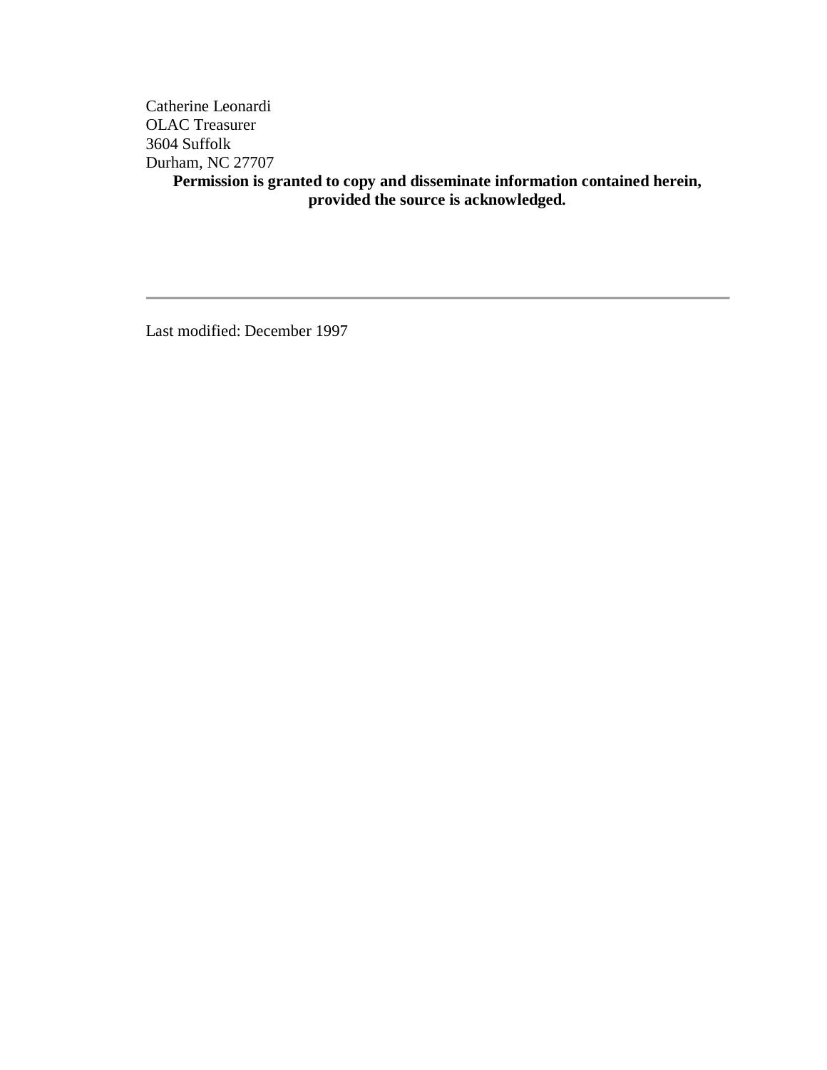Catherine Leonardi  
OLAC Treasurer  
3604 Suffolk  
Durham, NC 27707

**Permission is granted to copy and disseminate information contained herein, provided the source is acknowledged.**

---

Last modified: December 1997